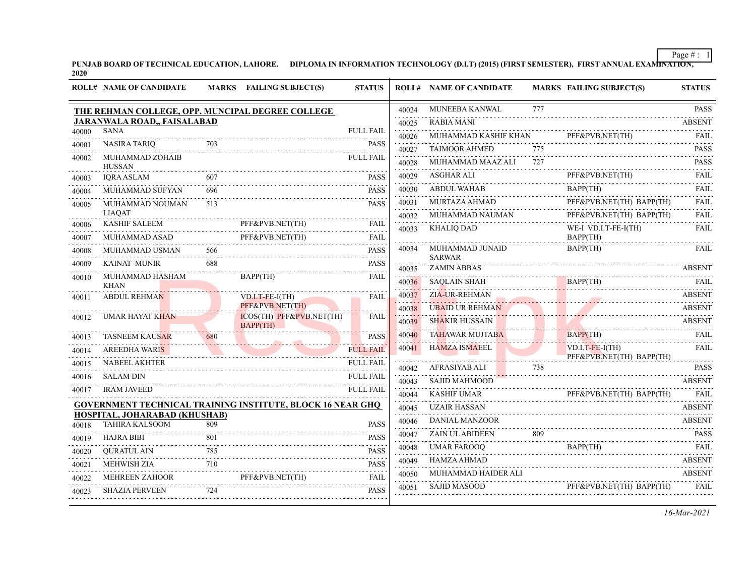PUNJAB BOARD OF TECHNICAL EDUCATION, LAHORE. DIPLOMA IN INFORMATION TECHNOLOGY (D.I.T) (2015) (FIRST SEMESTER), FIRST ANNUAL EXAMINATION, 2020

**THE REHMAN COLLEGE, OPP. MUNCIPAL DEGREE COLLEGE JARANWALA ROAD,, FAISALABAD**

| ROLL# | NAME OF CANDIDATE | MARKS | FAILING SUBJECT(S) | STATUS |
|---|---|---|---|---|
| 40000 | SANA | | | FULL FAIL |
| 40001 | NASIRA TARIQ | 703 | | PASS |
| 40002 | MUHAMMAD ZOHAIB HUSSAN | | | FULL FAIL |
| 40003 | IQRA ASLAM | 607 | | PASS |
| 40004 | MUHAMMAD SUFYAN | 696 | | PASS |
| 40005 | MUHAMMAD NOUMAN LIAQAT | 513 | | PASS |
| 40006 | KASHIF SALEEM | | PFF&PVB.NET(TH) | FAIL |
| 40007 | MUHAMMAD ASAD | | PFF&PVB.NET(TH) | FAIL |
| 40008 | MUHAMMAD USMAN | 566 | | PASS |
| 40009 | KAINAT MUNIR | 688 | | PASS |
| 40010 | MUHAMMAD HASHAM KHAN | | BAPP(TH) | FAIL |
| 40011 | ABDUL REHMAN | | VD.I.T-FE-I(TH) PFF&PVB.NET(TH) | FAIL |
| 40012 | UMAR HAYAT KHAN | | ICOS(TH) PFF&PVB.NET(TH) BAPP(TH) | FAIL |
| 40013 | TASNEEM KAUSAR | 680 | | PASS |
| 40014 | AREEDHA WARIS | | | FULL FAIL |
| 40015 | NABEEL AKHTER | | | FULL FAIL |
| 40016 | SALAM DIN | | | FULL FAIL |
| 40017 | IRAM JAVEED | | | FULL FAIL |

**GOVERNMENT TECHNICAL TRAINING INSTITUTE, BLOCK 16 NEAR GHQ HOSPITAL, JOHARABAD (KHUSHAB)**

| ROLL# | NAME OF CANDIDATE | MARKS | FAILING SUBJECT(S) | STATUS |
|---|---|---|---|---|
| 40018 | TAHIRA KALSOOM | 809 | | PASS |
| 40019 | HAJRA BIBI | 801 | | PASS |
| 40020 | QURATUL AIN | 785 | | PASS |
| 40021 | MEHWISH ZIA | 710 | | PASS |
| 40022 | MEHREEN ZAHOOR | | PFF&PVB.NET(TH) | FAIL |
| 40023 | SHAZIA PERVEEN | 724 | | PASS |
| 40024 | MUNEEBA KANWAL | 777 | | PASS |
| 40025 | RABIA MANI | | | ABSENT |
| 40026 | MUHAMMAD KASHIF KHAN | | PFF&PVB.NET(TH) | FAIL |
| 40027 | TAIMOOR AHMED | 775 | | PASS |
| 40028 | MUHAMMAD MAAZ ALI | 727 | | PASS |
| 40029 | ASGHAR ALI | | PFF&PVB.NET(TH) | FAIL |
| 40030 | ABDUL WAHAB | | BAPP(TH) | FAIL |
| 40031 | MURTAZA AHMAD | | PFF&PVB.NET(TH) BAPP(TH) | FAIL |
| 40032 | MUHAMMAD NAUMAN | | PFF&PVB.NET(TH) BAPP(TH) | FAIL |
| 40033 | KHALIQ DAD | | WE-I VD.I.T-FE-I(TH) BAPP(TH) | FAIL |
| 40034 | MUHAMMAD JUNAID SARWAR | | BAPP(TH) | FAIL |
| 40035 | ZAMIN ABBAS | | | ABSENT |
| 40036 | SAQLAIN SHAH | | BAPP(TH) | FAIL |
| 40037 | ZIA-UR-REHMAN | | | ABSENT |
| 40038 | UBAID UR REHMAN | | | ABSENT |
| 40039 | SHAKIR HUSSAIN | | | ABSENT |
| 40040 | TAHAWAR MUJTABA | | BAPP(TH) | FAIL |
| 40041 | HAMZA ISMAEEL | | VD.I.T-FE-I(TH) PFF&PVB.NET(TH) BAPP(TH) | FAIL |
| 40042 | AFRASIYAB ALI | 738 | | PASS |
| 40043 | SAJID MAHMOOD | | | ABSENT |
| 40044 | KASHIF UMAR | | PFF&PVB.NET(TH) BAPP(TH) | FAIL |
| 40045 | UZAIR HASSAN | | | ABSENT |
| 40046 | DANIAL MANZOOR | | | ABSENT |
| 40047 | ZAIN UL ABIDEEN | 809 | | PASS |
| 40048 | UMAR FAROOQ | | BAPP(TH) | FAIL |
| 40049 | HAMZA AHMAD | | | ABSENT |
| 40050 | MUHAMMAD HAIDER ALI | | | ABSENT |
| 40051 | SAJID MASOOD | | PFF&PVB.NET(TH) BAPP(TH) | FAIL |

*16-Mar-2021*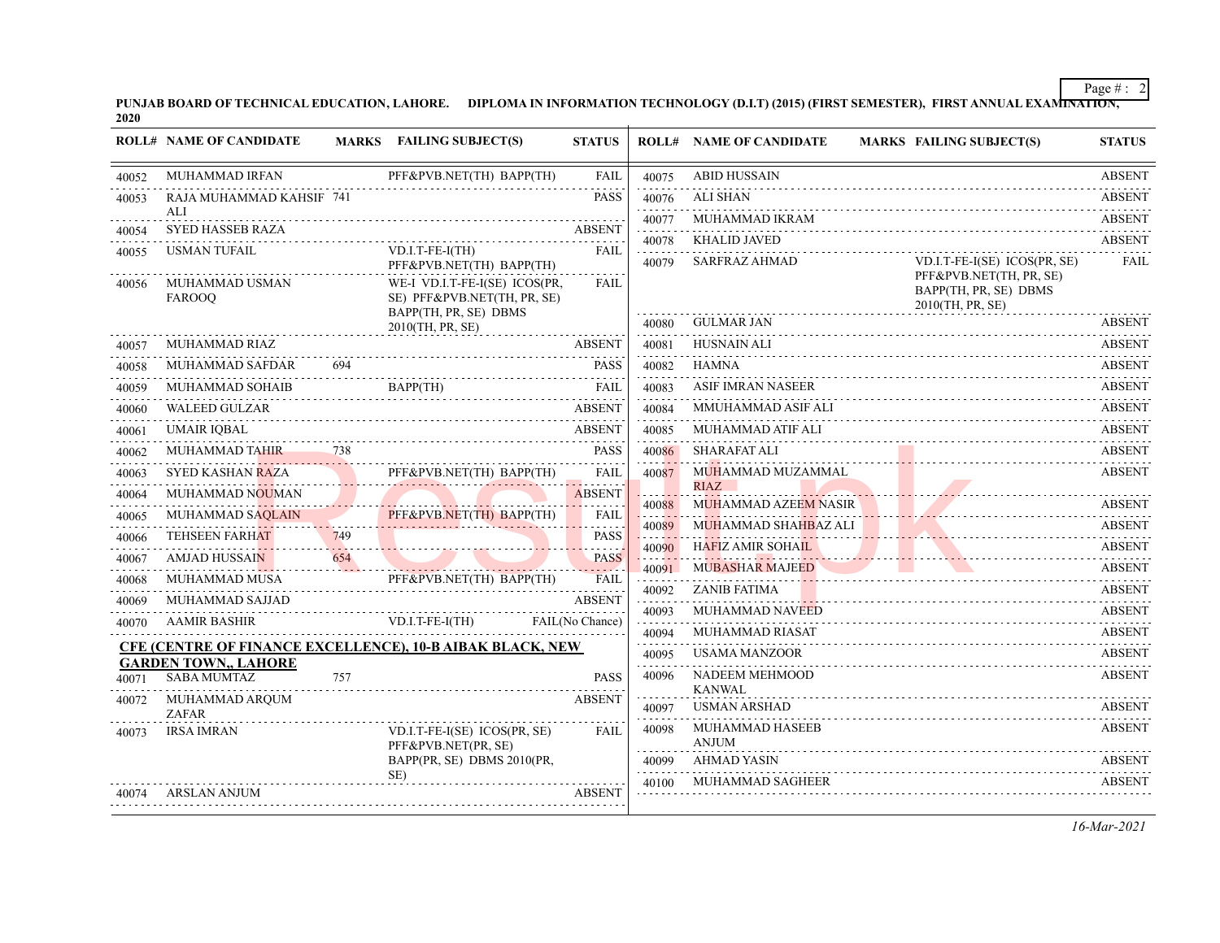**PUNJAB BOARD OF TECHNICAL EDUCATION, LAHORE. DIPLOMA IN INFORMATION TECHNOLOGY (D.I.T) (2015) (FIRST SEMESTER), FIRST ANNUAL EXAMINATION, 2020**

| ROLL# | NAME OF CANDIDATE | MARKS | FAILING SUBJECT(S) | STATUS |
|---|---|---|---|---|
| 40052 | MUHAMMAD IRFAN | | PFF&PVB.NET(TH) BAPP(TH) | FAIL |
| 40053 | RAJA MUHAMMAD KAHSIF ALI | 741 | | PASS |
| 40054 | SYED HASSEB RAZA | | | ABSENT |
| 40055 | USMAN TUFAIL | | VD.I.T-FE-I(TH) PFF&PVB.NET(TH) BAPP(TH) | FAIL |
| 40056 | MUHAMMAD USMAN FAROOQ | | WE-I VD.I.T-FE-I(SE) ICOS(PR, SE) PFF&PVB.NET(TH, PR, SE) BAPP(TH, PR, SE) DBMS 2010(TH, PR, SE) | FAIL |
| 40057 | MUHAMMAD RIAZ | | | ABSENT |
| 40058 | MUHAMMAD SAFDAR | 694 | | PASS |
| 40059 | MUHAMMAD SOHAIB | | BAPP(TH) | FAIL |
| 40060 | WALEED GULZAR | | | ABSENT |
| 40061 | UMAIR IQBAL | | | ABSENT |
| 40062 | MUHAMMAD TAHIR | 738 | | PASS |
| 40063 | SYED KASHAN RAZA | | PFF&PVB.NET(TH) BAPP(TH) | FAIL |
| 40064 | MUHAMMAD NOUMAN | | | ABSENT |
| 40065 | MUHAMMAD SAQLAIN | | PFF&PVB.NET(TH) BAPP(TH) | FAIL |
| 40066 | TEHSEEN FARHAT | 749 | | PASS |
| 40067 | AMJAD HUSSAIN | 654 | | PASS |
| 40068 | MUHAMMAD MUSA | | PFF&PVB.NET(TH) BAPP(TH) | FAIL |
| 40069 | MUHAMMAD SAJJAD | | | ABSENT |
| 40070 | AAMIR BASHIR | | VD.I.T-FE-I(TH) | FAIL(No Chance) |

**CFE (CENTRE OF FINANCE EXCELLENCE), 10-B AIBAK BLACK, NEW GARDEN TOWN,, LAHORE**

| ROLL# | NAME OF CANDIDATE | MARKS | FAILING SUBJECT(S) | STATUS |
|---|---|---|---|---|
| 40071 | SABA MUMTAZ | 757 | | PASS |
| 40072 | MUHAMMAD ARQUM ZAFAR | | | ABSENT |
| 40073 | IRSA IMRAN | | VD.I.T-FE-I(SE) ICOS(PR, SE) PFF&PVB.NET(PR, SE) BAPP(PR, SE) DBMS 2010(PR, SE) | FAIL |
| 40074 | ARSLAN ANJUM | | | ABSENT |
| 40075 | ABID HUSSAIN | | | ABSENT |
| 40076 | ALI SHAN | | | ABSENT |
| 40077 | MUHAMMAD IKRAM | | | ABSENT |
| 40078 | KHALID JAVED | | | ABSENT |
| 40079 | SARFRAZ AHMAD | | VD.I.T-FE-I(SE) ICOS(PR, SE) PFF&PVB.NET(TH, PR, SE) BAPP(TH, PR, SE) DBMS 2010(TH, PR, SE) | FAIL |
| 40080 | GULMAR JAN | | | ABSENT |
| 40081 | HUSNAIN ALI | | | ABSENT |
| 40082 | HAMNA | | | ABSENT |
| 40083 | ASIF IMRAN NASEER | | | ABSENT |
| 40084 | MMUHAMMAD ASIF ALI | | | ABSENT |
| 40085 | MUHAMMAD ATIF ALI | | | ABSENT |
| 40086 | SHARAFAT ALI | | | ABSENT |
| 40087 | MUHAMMAD MUZAMMAL RIAZ | | | ABSENT |
| 40088 | MUHAMMAD AZEEM NASIR | | | ABSENT |
| 40089 | MUHAMMAD SHAHBAZ ALI | | | ABSENT |
| 40090 | HAFIZ AMIR SOHAIL | | | ABSENT |
| 40091 | MUBASHAR MAJEED | | | ABSENT |
| 40092 | ZANIB FATIMA | | | ABSENT |
| 40093 | MUHAMMAD NAVEED | | | ABSENT |
| 40094 | MUHAMMAD RIASAT | | | ABSENT |
| 40095 | USAMA MANZOOR | | | ABSENT |
| 40096 | NADEEM MEHMOOD KANWAL | | | ABSENT |
| 40097 | USMAN ARSHAD | | | ABSENT |
| 40098 | MUHAMMAD HASEEB ANJUM | | | ABSENT |
| 40099 | AHMAD YASIN | | | ABSENT |
| 40100 | MUHAMMAD SAGHEER | | | ABSENT |

*16-Mar-2021*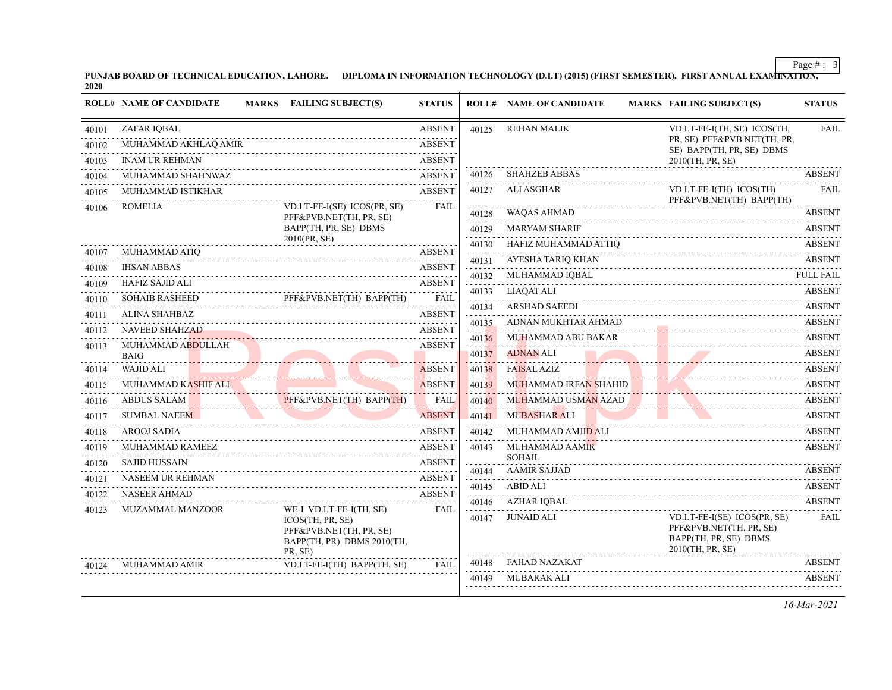**PUNJAB BOARD OF TECHNICAL EDUCATION, LAHORE. DIPLOMA IN INFORMATION TECHNOLOGY (D.I.T) (2015) (FIRST SEMESTER), FIRST ANNUAL EXAMINATION, 2020**

| ROLL# | NAME OF CANDIDATE | MARKS | FAILING SUBJECT(S) | STATUS |
|---|---|---|---|---|
| 40101 | ZAFAR IQBAL | | | ABSENT |
| 40102 | MUHAMMAD AKHLAQ AMIR | | | ABSENT |
| 40103 | INAM UR REHMAN | | | ABSENT |
| 40104 | MUHAMMAD SHAHNWAZ | | | ABSENT |
| 40105 | MUHAMMAD ISTIKHAR | | | ABSENT |
| 40106 | ROMELIA | | VD.I.T-FE-I(SE) ICOS(PR, SE) PFF&PVB.NET(TH, PR, SE) BAPP(TH, PR, SE) DBMS 2010(PR, SE) | FAIL |
| 40107 | MUHAMMAD ATIQ | | | ABSENT |
| 40108 | IHSAN ABBAS | | | ABSENT |
| 40109 | HAFIZ SAJID ALI | | | ABSENT |
| 40110 | SOHAIB RASHEED | | PFF&PVB.NET(TH) BAPP(TH) | FAIL |
| 40111 | ALINA SHAHBAZ | | | ABSENT |
| 40112 | NAVEED SHAHZAD | | | ABSENT |
| 40113 | MUHAMMAD ABDULLAH BAIG | | | ABSENT |
| 40114 | WAJID ALI | | | ABSENT |
| 40115 | MUHAMMAD KASHIF ALI | | | ABSENT |
| 40116 | ABDUS SALAM | | PFF&PVB.NET(TH) BAPP(TH) | FAIL |
| 40117 | SUMBAL NAEEM | | | ABSENT |
| 40118 | AROOJ SADIA | | | ABSENT |
| 40119 | MUHAMMAD RAMEEZ | | | ABSENT |
| 40120 | SAJID HUSSAIN | | | ABSENT |
| 40121 | NASEEM UR REHMAN | | | ABSENT |
| 40122 | NASEER AHMAD | | | ABSENT |
| 40123 | MUZAMMAL MANZOOR | | WE-I VD.I.T-FE-I(TH, SE) ICOS(TH, PR, SE) PFF&PVB.NET(TH, PR, SE) BAPP(TH, PR) DBMS 2010(TH, PR, SE) | FAIL |
| 40124 | MUHAMMAD AMIR | | VD.I.T-FE-I(TH) BAPP(TH, SE) | FAIL |
| 40125 | REHAN MALIK | | VD.I.T-FE-I(TH, SE) ICOS(TH, PR, SE) PFF&PVB.NET(TH, PR, SE) BAPP(TH, PR, SE) DBMS 2010(TH, PR, SE) | FAIL |
| 40126 | SHAHZEB ABBAS | | | ABSENT |
| 40127 | ALI ASGHAR | | VD.I.T-FE-I(TH) ICOS(TH) PFF&PVB.NET(TH) BAPP(TH) | FAIL |
| 40128 | WAQAS AHMAD | | | ABSENT |
| 40129 | MARYAM SHARIF | | | ABSENT |
| 40130 | HAFIZ MUHAMMAD ATTIQ | | | ABSENT |
| 40131 | AYESHA TARIQ KHAN | | | ABSENT |
| 40132 | MUHAMMAD IQBAL | | | FULL FAIL |
| 40133 | LIAQAT ALI | | | ABSENT |
| 40134 | ARSHAD SAEEDI | | | ABSENT |
| 40135 | ADNAN MUKHTAR AHMAD | | | ABSENT |
| 40136 | MUHAMMAD ABU BAKAR | | | ABSENT |
| 40137 | ADNAN ALI | | | ABSENT |
| 40138 | FAISAL AZIZ | | | ABSENT |
| 40139 | MUHAMMAD IRFAN SHAHID | | | ABSENT |
| 40140 | MUHAMMAD USMAN AZAD | | | ABSENT |
| 40141 | MUBASHAR ALI | | | ABSENT |
| 40142 | MUHAMMAD AMJID ALI | | | ABSENT |
| 40143 | MUHAMMAD AAMIR SOHAIL | | | ABSENT |
| 40144 | AAMIR SAJJAD | | | ABSENT |
| 40145 | ABID ALI | | | ABSENT |
| 40146 | AZHAR IQBAL | | | ABSENT |
| 40147 | JUNAID ALI | | VD.I.T-FE-I(SE) ICOS(PR, SE) PFF&PVB.NET(TH, PR, SE) BAPP(TH, PR, SE) DBMS 2010(TH, PR, SE) | FAIL |
| 40148 | FAHAD NAZAKAT | | | ABSENT |
| 40149 | MUBARAK ALI | | | ABSENT |

*16-Mar-2021*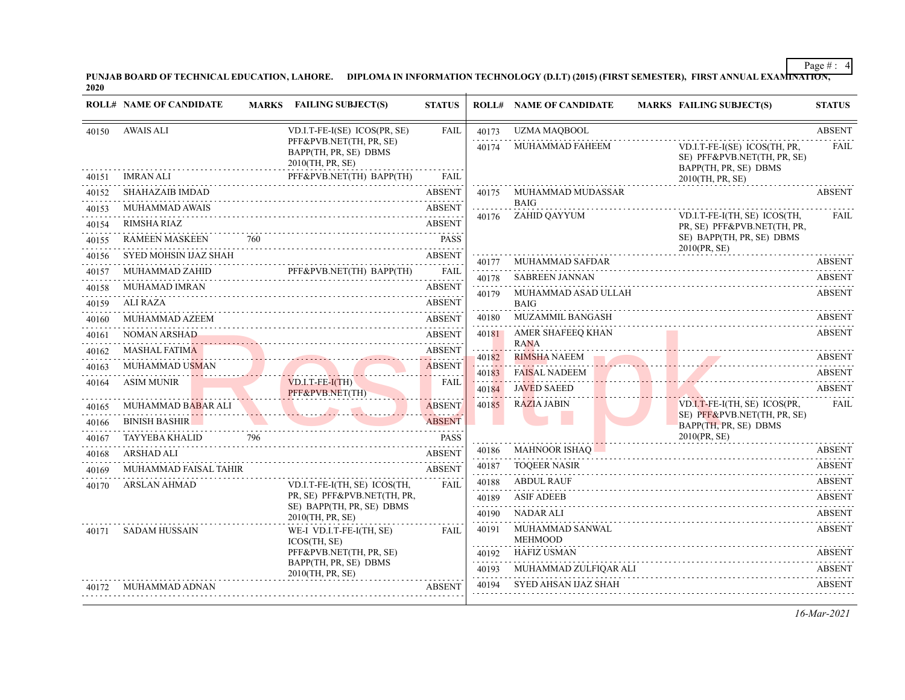**PUNJAB BOARD OF TECHNICAL EDUCATION, LAHORE. DIPLOMA IN INFORMATION TECHNOLOGY (D.I.T) (2015) (FIRST SEMESTER), FIRST ANNUAL EXAMINATION, 2020**

| ROLL# | NAME OF CANDIDATE | MARKS | FAILING SUBJECT(S) | STATUS |
|---|---|---|---|---|
| 40150 | AWAIS ALI | | VD.I.T-FE-I(SE) ICOS(PR, SE) PFF&PVB.NET(TH, PR, SE) BAPP(TH, PR, SE) DBMS 2010(TH, PR, SE) | FAIL |
| 40151 | IMRAN ALI | | PFF&PVB.NET(TH) BAPP(TH) | FAIL |
| 40152 | SHAHAZAIB IMDAD | | | ABSENT |
| 40153 | MUHAMMAD AWAIS | | | ABSENT |
| 40154 | RIMSHA RIAZ | | | ABSENT |
| 40155 | RAMEEN MASKEEN | 760 | | PASS |
| 40156 | SYED MOHSIN IJAZ SHAH | | | ABSENT |
| 40157 | MUHAMMAD ZAHID | | PFF&PVB.NET(TH) BAPP(TH) | FAIL |
| 40158 | MUHAMAD IMRAN | | | ABSENT |
| 40159 | ALI RAZA | | | ABSENT |
| 40160 | MUHAMMAD AZEEM | | | ABSENT |
| 40161 | NOMAN ARSHAD | | | ABSENT |
| 40162 | MASHAL FATIMA | | | ABSENT |
| 40163 | MUHAMMAD USMAN | | | ABSENT |
| 40164 | ASIM MUNIR | | VD.I.T-FE-I(TH) PFF&PVB.NET(TH) | FAIL |
| 40165 | MUHAMMAD BABAR ALI | | | ABSENT |
| 40166 | BINISH BASHIR | | | ABSENT |
| 40167 | TAYYEBA KHALID | 796 | | PASS |
| 40168 | ARSHAD ALI | | | ABSENT |
| 40169 | MUHAMMAD FAISAL TAHIR | | | ABSENT |
| 40170 | ARSLAN AHMAD | | VD.I.T-FE-I(TH, SE) ICOS(TH, PR, SE) PFF&PVB.NET(TH, PR, SE) BAPP(TH, PR, SE) DBMS 2010(TH, PR, SE) | FAIL |
| 40171 | SADAM HUSSAIN | | WE-I VD.I.T-FE-I(TH, SE) ICOS(TH, SE) PFF&PVB.NET(TH, PR, SE) BAPP(TH, PR, SE) DBMS 2010(TH, PR, SE) | FAIL |
| 40172 | MUHAMMAD ADNAN | | | ABSENT |
| 40173 | UZMA MAQBOOL | | | ABSENT |
| 40174 | MUHAMMAD FAHEEM | | VD.I.T-FE-I(SE) ICOS(TH, PR, SE) PFF&PVB.NET(TH, PR, SE) BAPP(TH, PR, SE) DBMS 2010(TH, PR, SE) | FAIL |
| 40175 | MUHAMMAD MUDASSAR BAIG | | | ABSENT |
| 40176 | ZAHID QAYYUM | | VD.I.T-FE-I(TH, SE) ICOS(TH, PR, SE) PFF&PVB.NET(TH, PR, SE) BAPP(TH, PR, SE) DBMS 2010(PR, SE) | FAIL |
| 40177 | MUHAMMAD SAFDAR | | | ABSENT |
| 40178 | SABREEN JANNAN | | | ABSENT |
| 40179 | MUHAMMAD ASAD ULLAH BAIG | | | ABSENT |
| 40180 | MUZAMMIL BANGASH | | | ABSENT |
| 40181 | AMER SHAFEEQ KHAN RANA | | | ABSENT |
| 40182 | RIMSHA NAEEM | | | ABSENT |
| 40183 | FAISAL NADEEM | | | ABSENT |
| 40184 | JAVED SAEED | | | ABSENT |
| 40185 | RAZIA JABIN | | VD.I.T-FE-I(TH, SE) ICOS(PR, SE) PFF&PVB.NET(TH, PR, SE) BAPP(TH, PR, SE) DBMS 2010(PR, SE) | FAIL |
| 40186 | MAHNOOR ISHAQ | | | ABSENT |
| 40187 | TOQEER NASIR | | | ABSENT |
| 40188 | ABDUL RAUF | | | ABSENT |
| 40189 | ASIF ADEEB | | | ABSENT |
| 40190 | NADAR ALI | | | ABSENT |
| 40191 | MUHAMMAD SANWAL MEHMOOD | | | ABSENT |
| 40192 | HAFIZ USMAN | | | ABSENT |
| 40193 | MUHAMMAD ZULFIQAR ALI | | | ABSENT |
| 40194 | SYED AHSAN IJAZ SHAH | | | ABSENT |

*16-Mar-2021*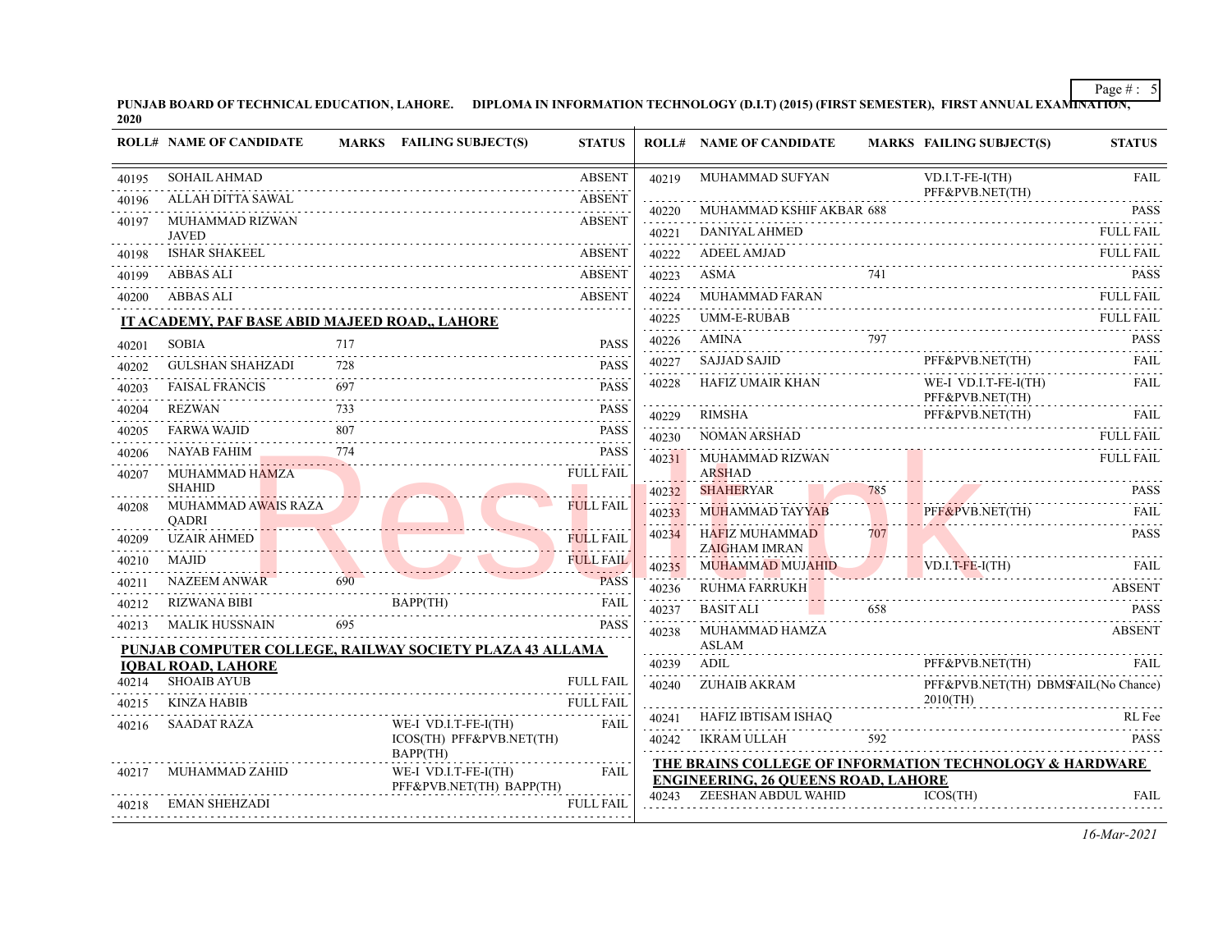PUNJAB BOARD OF TECHNICAL EDUCATION, LAHORE. DIPLOMA IN INFORMATION TECHNOLOGY (D.I.T) (2015) (FIRST SEMESTER), FIRST ANNUAL EXAMINATION, 2020

| ROLL# | NAME OF CANDIDATE | MARKS | FAILING SUBJECT(S) | STATUS |
|---|---|---|---|---|
| 40195 | SOHAIL AHMAD | | | ABSENT |
| 40196 | ALLAH DITTA SAWAL | | | ABSENT |
| 40197 | MUHAMMAD RIZWAN JAVED | | | ABSENT |
| 40198 | ISHAR SHAKEEL | | | ABSENT |
| 40199 | ABBAS ALI | | | ABSENT |
| 40200 | ABBAS ALI | | | ABSENT |

**IT ACADEMY, PAF BASE ABID MAJEED ROAD,, LAHORE**

| ROLL# | NAME OF CANDIDATE | MARKS | FAILING SUBJECT(S) | STATUS |
|---|---|---|---|---|
| 40201 | SOBIA | 717 | | PASS |
| 40202 | GULSHAN SHAHZADI | 728 | | PASS |
| 40203 | FAISAL FRANCIS | 697 | | PASS |
| 40204 | REZWAN | 733 | | PASS |
| 40205 | FARWA WAJID | 807 | | PASS |
| 40206 | NAYAB FAHIM | 774 | | PASS |
| 40207 | MUHAMMAD HAMZA SHAHID | | | FULL FAIL |
| 40208 | MUHAMMAD AWAIS RAZA QADRI | | | FULL FAIL |
| 40209 | UZAIR AHMED | | | FULL FAIL |
| 40210 | MAJID | | | FULL FAIL |
| 40211 | NAZEEM ANWAR | 690 | | PASS |
| 40212 | RIZWANA BIBI | | BAPP(TH) | FAIL |
| 40213 | MALIK HUSSNAIN | 695 | | PASS |

**PUNJAB COMPUTER COLLEGE, RAILWAY SOCIETY PLAZA 43 ALLAMA IQBAL ROAD, LAHORE**

| ROLL# | NAME OF CANDIDATE | MARKS | FAILING SUBJECT(S) | STATUS |
|---|---|---|---|---|
| 40214 | SHOAIB AYUB | | | FULL FAIL |
| 40215 | KINZA HABIB | | | FULL FAIL |
| 40216 | SAADAT RAZA | | WE-I VD.I.T-FE-I(TH) ICOS(TH) PFF&PVB.NET(TH) BAPP(TH) | FAIL |
| 40217 | MUHAMMAD ZAHID | | WE-I VD.I.T-FE-I(TH) PFF&PVB.NET(TH) BAPP(TH) | FAIL |
| 40218 | EMAN SHEHZADI | | | FULL FAIL |
| 40219 | MUHAMMAD SUFYAN | | VD.I.T-FE-I(TH) PFF&PVB.NET(TH) | FAIL |
| 40220 | MUHAMMAD KSHIF AKBAR | 688 | | PASS |
| 40221 | DANIYAL AHMED | | | FULL FAIL |
| 40222 | ADEEL AMJAD | | | FULL FAIL |
| 40223 | ASMA | 741 | | PASS |
| 40224 | MUHAMMAD FARAN | | | FULL FAIL |
| 40225 | UMM-E-RUBAB | | | FULL FAIL |
| 40226 | AMINA | 797 | | PASS |
| 40227 | SAJJAD SAJID | | PFF&PVB.NET(TH) | FAIL |
| 40228 | HAFIZ UMAIR KHAN | | WE-I VD.I.T-FE-I(TH) PFF&PVB.NET(TH) | FAIL |
| 40229 | RIMSHA | | PFF&PVB.NET(TH) | FAIL |
| 40230 | NOMAN ARSHAD | | | FULL FAIL |
| 40231 | MUHAMMAD RIZWAN ARSHAD | | | FULL FAIL |
| 40232 | SHAHERYAR | 785 | | PASS |
| 40233 | MUHAMMAD TAYYAB | | PFF&PVB.NET(TH) | FAIL |
| 40234 | HAFIZ MUHAMMAD ZAIGHAM IMRAN | 707 | | PASS |
| 40235 | MUHAMMAD MUJAHID | | VD.I.T-FE-I(TH) | FAIL |
| 40236 | RUHMA FARRUKH | | | ABSENT |
| 40237 | BASIT ALI | 658 | | PASS |
| 40238 | MUHAMMAD HAMZA ASLAM | | | ABSENT |
| 40239 | ADIL | | PFF&PVB.NET(TH) | FAIL |
| 40240 | ZUHAIB AKRAM | | PFF&PVB.NET(TH) DBMS 2010(TH) | FAIL(No Chance) |
| 40241 | HAFIZ IBTISAM ISHAQ | | | RL Fee |
| 40242 | IKRAM ULLAH | 592 | | PASS |

**THE BRAINS COLLEGE OF INFORMATION TECHNOLOGY & HARDWARE ENGINEERING, 26 QUEENS ROAD, LAHORE**

| ROLL# | NAME OF CANDIDATE | MARKS | FAILING SUBJECT(S) | STATUS |
|---|---|---|---|---|
| 40243 | ZEESHAN ABDUL WAHID | | ICOS(TH) | FAIL |

*16-Mar-2021*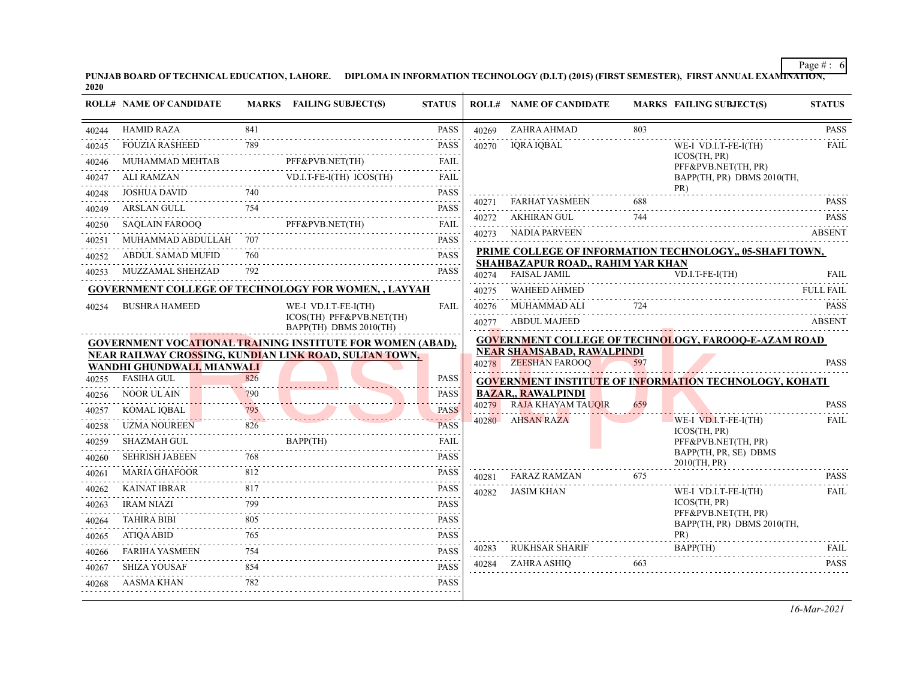PUNJAB BOARD OF TECHNICAL EDUCATION, LAHORE. DIPLOMA IN INFORMATION TECHNOLOGY (D.I.T) (2015) (FIRST SEMESTER), FIRST ANNUAL EXAMINATION, 2020

| ROLL# | NAME OF CANDIDATE | MARKS | FAILING SUBJECT(S) | STATUS |
|---|---|---|---|---|
| 40244 | HAMID RAZA | 841 | | PASS |
| 40245 | FOUZIA RASHEED | 789 | | PASS |
| 40246 | MUHAMMAD MEHTAB | | PFF&PVB.NET(TH) | FAIL |
| 40247 | ALI RAMZAN | | VD.I.T-FE-I(TH) ICOS(TH) | FAIL |
| 40248 | JOSHUA DAVID | 740 | | PASS |
| 40249 | ARSLAN GULL | 754 | | PASS |
| 40250 | SAQLAIN FAROOQ | | PFF&PVB.NET(TH) | FAIL |
| 40251 | MUHAMMAD ABDULLAH | 707 | | PASS |
| 40252 | ABDUL SAMAD MUFID | 760 | | PASS |
| 40253 | MUZZAMAL SHEHZAD | 792 | | PASS |

**GOVERNMENT COLLEGE OF TECHNOLOGY FOR WOMEN, , LAYYAH**

| ROLL# | NAME OF CANDIDATE | MARKS | FAILING SUBJECT(S) | STATUS |
|---|---|---|---|---|
| 40254 | BUSHRA HAMEED | | WE-I VD.I.T-FE-I(TH) ICOS(TH) PFF&PVB.NET(TH) BAPP(TH) DBMS 2010(TH) | FAIL |

**GOVERNMENT VOCATIONAL TRAINING INSTITUTE FOR WOMEN (ABAD), NEAR RAILWAY CROSSING, KUNDIAN LINK ROAD, SULTAN TOWN, WANDHI GHUNDWALI, MIANWALI**

| ROLL# | NAME OF CANDIDATE | MARKS | FAILING SUBJECT(S) | STATUS |
|---|---|---|---|---|
| 40255 | FASIHA GUL | 826 | | PASS |
| 40256 | NOOR UL AIN | 790 | | PASS |
| 40257 | KOMAL IQBAL | 795 | | PASS |
| 40258 | UZMA NOUREEN | 826 | | PASS |
| 40259 | SHAZMAH GUL | | BAPP(TH) | FAIL |
| 40260 | SEHRISH JABEEN | 768 | | PASS |
| 40261 | MARIA GHAFOOR | 812 | | PASS |
| 40262 | KAINAT IBRAR | 817 | | PASS |
| 40263 | IRAM NIAZI | 799 | | PASS |
| 40264 | TAHIRA BIBI | 805 | | PASS |
| 40265 | ATIQA ABID | 765 | | PASS |
| 40266 | FARIHA YASMEEN | 754 | | PASS |
| 40267 | SHIZA YOUSAF | 854 | | PASS |
| 40268 | AASMA KHAN | 782 | | PASS |
| 40269 | ZAHRA AHMAD | 803 | | PASS |
| 40270 | IQRA IQBAL | | WE-I VD.I.T-FE-I(TH) ICOS(TH, PR) PFF&PVB.NET(TH, PR) BAPP(TH, PR) DBMS 2010(TH, PR) | FAIL |
| 40271 | FARHAT YASMEEN | 688 | | PASS |
| 40272 | AKHIRAN GUL | 744 | | PASS |
| 40273 | NADIA PARVEEN | | | ABSENT |

**PRIME COLLEGE OF INFORMATION TECHNOLOGY,, 05-SHAFI TOWN, SHAHBAZAPUR ROAD,, RAHIM YAR KHAN**

| ROLL# | NAME OF CANDIDATE | MARKS | FAILING SUBJECT(S) | STATUS |
|---|---|---|---|---|
| 40274 | FAISAL JAMIL | | VD.I.T-FE-I(TH) | FAIL |
| 40275 | WAHEED AHMED | | | FULL FAIL |
| 40276 | MUHAMMAD ALI | 724 | | PASS |
| 40277 | ABDUL MAJEED | | | ABSENT |

**GOVERNMENT COLLEGE OF TECHNOLOGY, FAROOQ-E-AZAM ROAD NEAR SHAMSABAD, RAWALPINDI**

| ROLL# | NAME OF CANDIDATE | MARKS | FAILING SUBJECT(S) | STATUS |
|---|---|---|---|---|
| 40278 | ZEESHAN FAROOQ | 597 | | PASS |

**GOVERNMENT INSTITUTE OF INFORMATION TECHNOLOGY, KOHATI BAZAR,, RAWALPINDI**

| ROLL# | NAME OF CANDIDATE | MARKS | FAILING SUBJECT(S) | STATUS |
|---|---|---|---|---|
| 40279 | RAJA KHAYAM TAUQIR | 659 | | PASS |
| 40280 | AHSAN RAZA | | WE-I VD.I.T-FE-I(TH) ICOS(TH, PR) PFF&PVB.NET(TH, PR) BAPP(TH, PR, SE) DBMS 2010(TH, PR) | FAIL |
| 40281 | FARAZ RAMZAN | 675 | | PASS |
| 40282 | JASIM KHAN | | WE-I VD.I.T-FE-I(TH) ICOS(TH, PR) PFF&PVB.NET(TH, PR) BAPP(TH, PR) DBMS 2010(TH, PR) | FAIL |
| 40283 | RUKHSAR SHARIF | | BAPP(TH) | FAIL |
| 40284 | ZAHRA ASHIQ | 663 | | PASS |

*16-Mar-2021*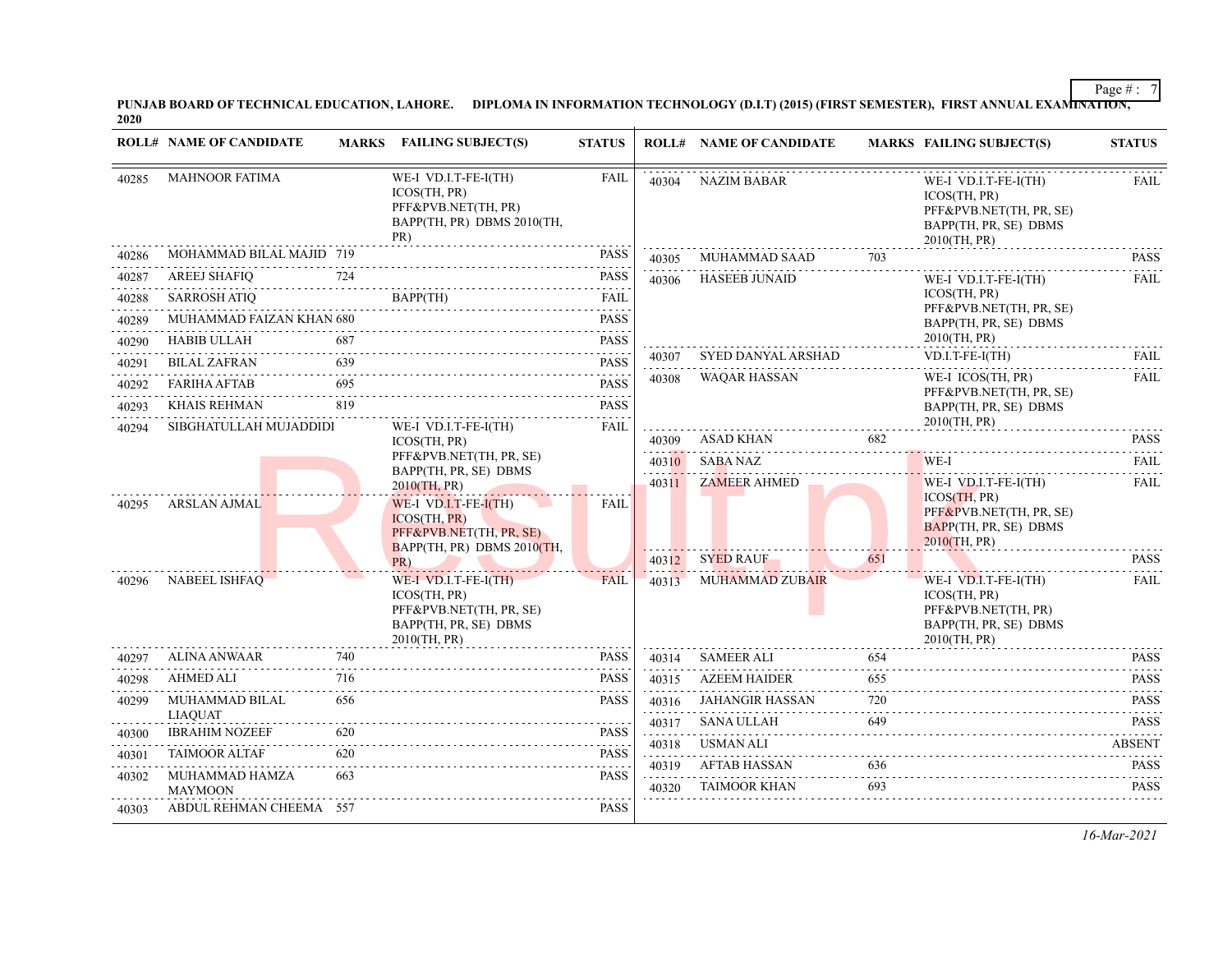**PUNJAB BOARD OF TECHNICAL EDUCATION, LAHORE. DIPLOMA IN INFORMATION TECHNOLOGY (D.I.T) (2015) (FIRST SEMESTER), FIRST ANNUAL EXAMINATION, 2020**

| ROLL# | NAME OF CANDIDATE | MARKS | FAILING SUBJECT(S) | STATUS |
|---|---|---|---|---|
| 40285 | MAHNOOR FATIMA | | WE-I VD.I.T-FE-I(TH) ICOS(TH, PR) PFF&PVB.NET(TH, PR) BAPP(TH, PR) DBMS 2010(TH, PR) | FAIL |
| 40286 | MOHAMMAD BILAL MAJID | 719 | | PASS |
| 40287 | AREEJ SHAFIQ | 724 | | PASS |
| 40288 | SARROSH ATIQ | | BAPP(TH) | FAIL |
| 40289 | MUHAMMAD FAIZAN KHAN | 680 | | PASS |
| 40290 | HABIB ULLAH | 687 | | PASS |
| 40291 | BILAL ZAFRAN | 639 | | PASS |
| 40292 | FARIHA AFTAB | 695 | | PASS |
| 40293 | KHAIS REHMAN | 819 | | PASS |
| 40294 | SIBGHATULLAH MUJADDIDI | | WE-I VD.I.T-FE-I(TH) ICOS(TH, PR) PFF&PVB.NET(TH, PR, SE) BAPP(TH, PR, SE) DBMS 2010(TH, PR) | FAIL |
| 40295 | ARSLAN AJMAL | | WE-I VD.I.T-FE-I(TH) ICOS(TH, PR) PFF&PVB.NET(TH, PR, SE) BAPP(TH, PR) DBMS 2010(TH, PR) | FAIL |
| 40296 | NABEEL ISHFAQ | | WE-I VD.I.T-FE-I(TH) ICOS(TH, PR) PFF&PVB.NET(TH, PR, SE) BAPP(TH, PR, SE) DBMS 2010(TH, PR) | FAIL |
| 40297 | ALINA ANWAAR | 740 | | PASS |
| 40298 | AHMED ALI | 716 | | PASS |
| 40299 | MUHAMMAD BILAL LIAQUAT | 656 | | PASS |
| 40300 | IBRAHIM NOZEEF | 620 | | PASS |
| 40301 | TAIMOOR ALTAF | 620 | | PASS |
| 40302 | MUHAMMAD HAMZA MAYMOON | 663 | | PASS |
| 40303 | ABDUL REHMAN CHEEMA | 557 | | PASS |
| 40304 | NAZIM BABAR | | WE-I VD.I.T-FE-I(TH) ICOS(TH, PR) PFF&PVB.NET(TH, PR, SE) BAPP(TH, PR, SE) DBMS 2010(TH, PR) | FAIL |
| 40305 | MUHAMMAD SAAD | 703 | | PASS |
| 40306 | HASEEB JUNAID | | WE-I VD.I.T-FE-I(TH) ICOS(TH, PR) PFF&PVB.NET(TH, PR, SE) BAPP(TH, PR, SE) DBMS 2010(TH, PR) | FAIL |
| 40307 | SYED DANYAL ARSHAD | | VD.I.T-FE-I(TH) | FAIL |
| 40308 | WAQAR HASSAN | | WE-I ICOS(TH, PR) PFF&PVB.NET(TH, PR, SE) BAPP(TH, PR, SE) DBMS 2010(TH, PR) | FAIL |
| 40309 | ASAD KHAN | 682 | | PASS |
| 40310 | SABA NAZ | | WE-I | FAIL |
| 40311 | ZAMEER AHMED | | WE-I VD.I.T-FE-I(TH) ICOS(TH, PR) PFF&PVB.NET(TH, PR, SE) BAPP(TH, PR, SE) DBMS 2010(TH, PR) | FAIL |
| 40312 | SYED RAUF | 651 | | PASS |
| 40313 | MUHAMMAD ZUBAIR | | WE-I VD.I.T-FE-I(TH) ICOS(TH, PR) PFF&PVB.NET(TH, PR) BAPP(TH, PR, SE) DBMS 2010(TH, PR) | FAIL |
| 40314 | SAMEER ALI | 654 | | PASS |
| 40315 | AZEEM HAIDER | 655 | | PASS |
| 40316 | JAHANGIR HASSAN | 720 | | PASS |
| 40317 | SANA ULLAH | 649 | | PASS |
| 40318 | USMAN ALI | | | ABSENT |
| 40319 | AFTAB HASSAN | 636 | | PASS |
| 40320 | TAIMOOR KHAN | 693 | | PASS |

*16-Mar-2021*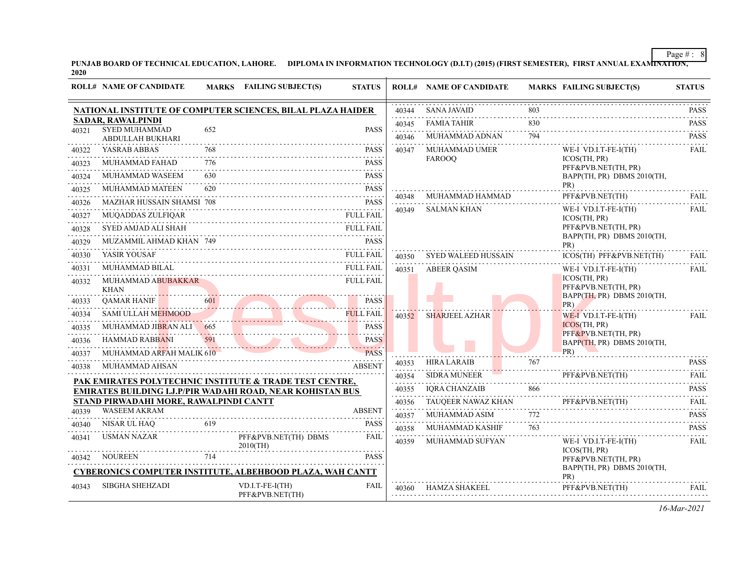PUNJAB BOARD OF TECHNICAL EDUCATION, LAHORE. DIPLOMA IN INFORMATION TECHNOLOGY (D.I.T) (2015) (FIRST SEMESTER), FIRST ANNUAL EXAMINATION, 2020

| ROLL# | NAME OF CANDIDATE | MARKS | FAILING SUBJECT(S) | STATUS |
|---|---|---|---|---|
| **NATIONAL INSTITUTE OF COMPUTER SCIENCES, BILAL PLAZA HAIDER SADAR, RAWALPINDI** | | | | |
| 40321 | SYED MUHAMMAD ABDULLAH BUKHARI | 652 | | PASS |
| 40322 | YASRAB ABBAS | 768 | | PASS |
| 40323 | MUHAMMAD FAHAD | 776 | | PASS |
| 40324 | MUHAMMAD WASEEM | 630 | | PASS |
| 40325 | MUHAMMAD MATEEN | 620 | | PASS |
| 40326 | MAZHAR HUSSAIN SHAMSI | 708 | | PASS |
| 40327 | MUQADDAS ZULFIQAR | | | FULL FAIL |
| 40328 | SYED AMJAD ALI SHAH | | | FULL FAIL |
| 40329 | MUZAMMIL AHMAD KHAN | 749 | | PASS |
| 40330 | YASIR YOUSAF | | | FULL FAIL |
| 40331 | MUHAMMAD BILAL | | | FULL FAIL |
| 40332 | MUHAMMAD ABUBAKKAR KHAN | | | FULL FAIL |
| 40333 | QAMAR HANIF | 601 | | PASS |
| 40334 | SAMI ULLAH MEHMOOD | | | FULL FAIL |
| 40335 | MUHAMMAD JIBRAN ALI | 665 | | PASS |
| 40336 | HAMMAD RABBANI | 591 | | PASS |
| 40337 | MUHAMMAD ARFAH MALIK | 610 | | PASS |
| 40338 | MUHAMMAD AHSAN | | | ABSENT |
| **PAK EMIRATES POLYTECHNIC INSTITUTE & TRADE TEST CENTRE, EMIRATES BUILDING I.J.P/PIR WADAHI ROAD, NEAR KOHISTAN BUS STAND PIRWADAHI MORE, RAWALPINDI CANTT** | | | | |
| 40339 | WASEEM AKRAM | | | ABSENT |
| 40340 | NISAR UL HAQ | 619 | | PASS |
| 40341 | USMAN NAZAR | | PFF&PVB.NET(TH) DBMS 2010(TH) | FAIL |
| 40342 | NOUREEN | 714 | | PASS |
| **CYBERONICS COMPUTER INSTITUTE, ALBEHBOOD PLAZA, WAH CANTT** | | | | |
| 40343 | SIBGHA SHEHZADI | | VD.I.T-FE-I(TH) PFF&PVB.NET(TH) | FAIL |
| 40344 | SANA JAVAID | 803 | | PASS |
| 40345 | FAMIA TAHIR | 830 | | PASS |
| 40346 | MUHAMMAD ADNAN | 794 | | PASS |
| 40347 | MUHAMMAD UMER FAROOQ | | WE-I VD.I.T-FE-I(TH) ICOS(TH, PR) PFF&PVB.NET(TH, PR) BAPP(TH, PR) DBMS 2010(TH, PR) | FAIL |
| 40348 | MUHAMMAD HAMMAD | | PFF&PVB.NET(TH) | FAIL |
| 40349 | SALMAN KHAN | | WE-I VD.I.T-FE-I(TH) ICOS(TH, PR) PFF&PVB.NET(TH, PR) BAPP(TH, PR) DBMS 2010(TH, PR) | FAIL |
| 40350 | SYED WALEED HUSSAIN | | ICOS(TH) PFF&PVB.NET(TH) | FAIL |
| 40351 | ABEER QASIM | | WE-I VD.I.T-FE-I(TH) ICOS(TH, PR) PFF&PVB.NET(TH, PR) BAPP(TH, PR) DBMS 2010(TH, PR) | FAIL |
| 40352 | SHARJEEL AZHAR | | WE-I VD.I.T-FE-I(TH) ICOS(TH, PR) PFF&PVB.NET(TH, PR) BAPP(TH, PR) DBMS 2010(TH, PR) | FAIL |
| 40353 | HIRA LARAIB | 767 | | PASS |
| 40354 | SIDRA MUNEER | | PFF&PVB.NET(TH) | FAIL |
| 40355 | IQRA CHANZAIB | 866 | | PASS |
| 40356 | TAUQEER NAWAZ KHAN | | PFF&PVB.NET(TH) | FAIL |
| 40357 | MUHAMMAD ASIM | 772 | | PASS |
| 40358 | MUHAMMAD KASHIF | 763 | | PASS |
| 40359 | MUHAMMAD SUFYAN | | WE-I VD.I.T-FE-I(TH) ICOS(TH, PR) PFF&PVB.NET(TH, PR) BAPP(TH, PR) DBMS 2010(TH, PR) | FAIL |
| 40360 | HAMZA SHAKEEL | | PFF&PVB.NET(TH) | FAIL |

*16-Mar-2021*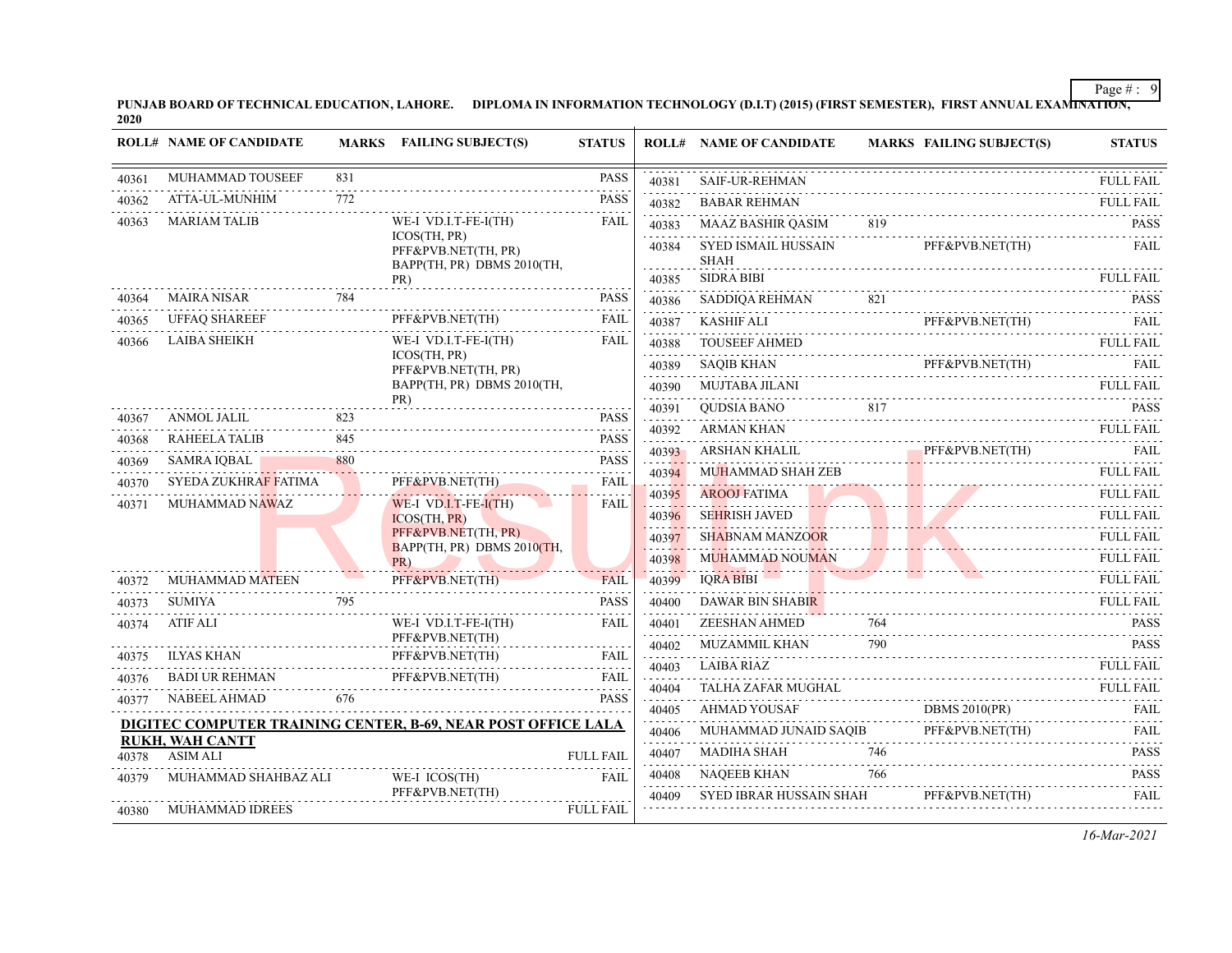**PUNJAB BOARD OF TECHNICAL EDUCATION, LAHORE. DIPLOMA IN INFORMATION TECHNOLOGY (D.I.T) (2015) (FIRST SEMESTER), FIRST ANNUAL EXAMINATION, 2020**

| ROLL# | NAME OF CANDIDATE | MARKS | FAILING SUBJECT(S) | STATUS |
|---|---|---|---|---|
| 40361 | MUHAMMAD TOUSEEF | 831 | | PASS |
| 40362 | ATTA-UL-MUNHIM | 772 | | PASS |
| 40363 | MARIAM TALIB | | WE-I VD.I.T-FE-I(TH) ICOS(TH, PR) PFF&PVB.NET(TH, PR) BAPP(TH, PR) DBMS 2010(TH, PR) | FAIL |
| 40364 | MAIRA NISAR | 784 | | PASS |
| 40365 | UFFAQ SHAREEF | | PFF&PVB.NET(TH) | FAIL |
| 40366 | LAIBA SHEIKH | | WE-I VD.I.T-FE-I(TH) ICOS(TH, PR) PFF&PVB.NET(TH, PR) BAPP(TH, PR) DBMS 2010(TH, PR) | FAIL |
| 40367 | ANMOL JALIL | 823 | | PASS |
| 40368 | RAHEELA TALIB | 845 | | PASS |
| 40369 | SAMRA IQBAL | 880 | | PASS |
| 40370 | SYEDA ZUKHRAF FATIMA | | PFF&PVB.NET(TH) | FAIL |
| 40371 | MUHAMMAD NAWAZ | | WE-I VD.I.T-FE-I(TH) ICOS(TH, PR) PFF&PVB.NET(TH, PR) BAPP(TH, PR) DBMS 2010(TH, PR) | FAIL |
| 40372 | MUHAMMAD MATEEN | | PFF&PVB.NET(TH) | FAIL |
| 40373 | SUMIYA | 795 | | PASS |
| 40374 | ATIF ALI | | WE-I VD.I.T-FE-I(TH) PFF&PVB.NET(TH) | FAIL |
| 40375 | ILYAS KHAN | | PFF&PVB.NET(TH) | FAIL |
| 40376 | BADI UR REHMAN | | PFF&PVB.NET(TH) | FAIL |
| 40377 | NABEEL AHMAD | 676 | | PASS |

**DIGITEC COMPUTER TRAINING CENTER, B-69, NEAR POST OFFICE LALA RUKH, WAH CANTT**

| ROLL# | NAME OF CANDIDATE | MARKS | FAILING SUBJECT(S) | STATUS |
|---|---|---|---|---|
| 40378 | ASIM ALI | | | FULL FAIL |
| 40379 | MUHAMMAD SHAHBAZ ALI | | WE-I ICOS(TH) PFF&PVB.NET(TH) | FAIL |
| 40380 | MUHAMMAD IDREES | | | FULL FAIL |
| 40381 | SAIF-UR-REHMAN | | | FULL FAIL |
| 40382 | BABAR REHMAN | | | FULL FAIL |
| 40383 | MAAZ BASHIR QASIM | 819 | | PASS |
| 40384 | SYED ISMAIL HUSSAIN SHAH | | PFF&PVB.NET(TH) | FAIL |
| 40385 | SIDRA BIBI | | | FULL FAIL |
| 40386 | SADDIQA REHMAN | 821 | | PASS |
| 40387 | KASHIF ALI | | PFF&PVB.NET(TH) | FAIL |
| 40388 | TOUSEEF AHMED | | | FULL FAIL |
| 40389 | SAQIB KHAN | | PFF&PVB.NET(TH) | FAIL |
| 40390 | MUJTABA JILANI | | | FULL FAIL |
| 40391 | QUDSIA BANO | 817 | | PASS |
| 40392 | ARMAN KHAN | | | FULL FAIL |
| 40393 | ARSHAN KHALIL | | PFF&PVB.NET(TH) | FAIL |
| 40394 | MUHAMMAD SHAH ZEB | | | FULL FAIL |
| 40395 | AROOJ FATIMA | | | FULL FAIL |
| 40396 | SEHRISH JAVED | | | FULL FAIL |
| 40397 | SHABNAM MANZOOR | | | FULL FAIL |
| 40398 | MUHAMMAD NOUMAN | | | FULL FAIL |
| 40399 | IQRA BIBI | | | FULL FAIL |
| 40400 | DAWAR BIN SHABIR | | | FULL FAIL |
| 40401 | ZEESHAN AHMED | 764 | | PASS |
| 40402 | MUZAMMIL KHAN | 790 | | PASS |
| 40403 | LAIBA RIAZ | | | FULL FAIL |
| 40404 | TALHA ZAFAR MUGHAL | | | FULL FAIL |
| 40405 | AHMAD YOUSAF | | DBMS 2010(PR) | FAIL |
| 40406 | MUHAMMAD JUNAID SAQIB | | PFF&PVB.NET(TH) | FAIL |
| 40407 | MADIHA SHAH | 746 | | PASS |
| 40408 | NAQEEB KHAN | 766 | | PASS |
| 40409 | SYED IBRAR HUSSAIN SHAH | | PFF&PVB.NET(TH) | FAIL |

*16-Mar-2021*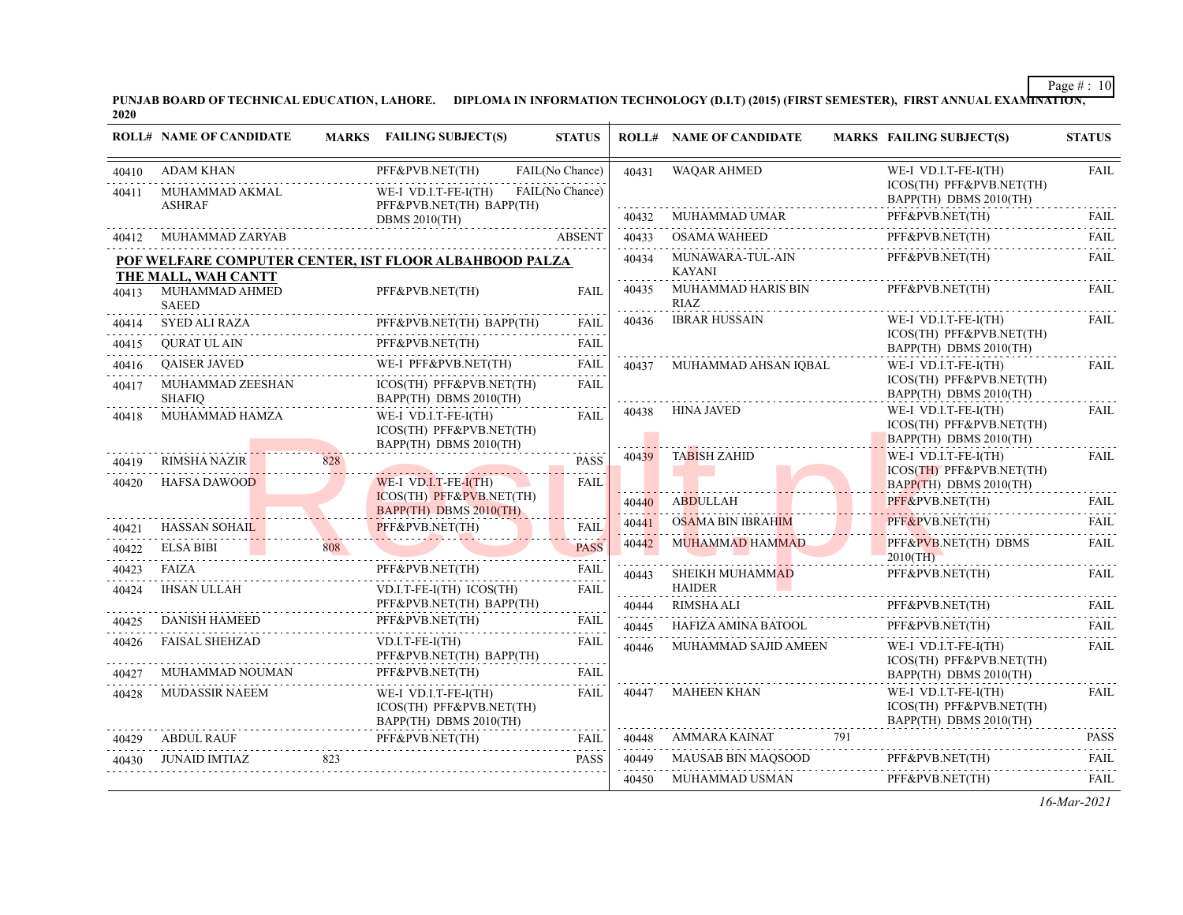PUNJAB BOARD OF TECHNICAL EDUCATION, LAHORE. DIPLOMA IN INFORMATION TECHNOLOGY (D.I.T) (2015) (FIRST SEMESTER), FIRST ANNUAL EXAMINATION, 2020

| ROLL# | NAME OF CANDIDATE | MARKS | FAILING SUBJECT(S) | STATUS |
|---|---|---|---|---|
| 40410 | ADAM KHAN | | PFF&PVB.NET(TH) | FAIL(No Chance) |
| 40411 | MUHAMMAD AKMAL ASHRAF | | WE-I VD.I.T-FE-I(TH) PFF&PVB.NET(TH) BAPP(TH) DBMS 2010(TH) | FAIL(No Chance) |
| 40412 | MUHAMMAD ZARYAB | | | ABSENT |
| **POF WELFARE COMPUTER CENTER, IST FLOOR ALBAHBOOD PALZA THE MALL, WAH CANTT** | | | | |
| 40413 | MUHAMMAD AHMED SAEED | | PFF&PVB.NET(TH) | FAIL |
| 40414 | SYED ALI RAZA | | PFF&PVB.NET(TH) BAPP(TH) | FAIL |
| 40415 | QURAT UL AIN | | PFF&PVB.NET(TH) | FAIL |
| 40416 | QAISER JAVED | | WE-I PFF&PVB.NET(TH) | FAIL |
| 40417 | MUHAMMAD ZEESHAN SHAFIQ | | ICOS(TH) PFF&PVB.NET(TH) BAPP(TH) DBMS 2010(TH) | FAIL |
| 40418 | MUHAMMAD HAMZA | | WE-I VD.I.T-FE-I(TH) ICOS(TH) PFF&PVB.NET(TH) BAPP(TH) DBMS 2010(TH) | FAIL |
| 40419 | RIMSHA NAZIR | 828 | | PASS |
| 40420 | HAFSA DAWOOD | | WE-I VD.I.T-FE-I(TH) ICOS(TH) PFF&PVB.NET(TH) BAPP(TH) DBMS 2010(TH) | FAIL |
| 40421 | HASSAN SOHAIL | | PFF&PVB.NET(TH) | FAIL |
| 40422 | ELSA BIBI | 808 | | PASS |
| 40423 | FAIZA | | PFF&PVB.NET(TH) | FAIL |
| 40424 | IHSAN ULLAH | | VD.I.T-FE-I(TH) ICOS(TH) PFF&PVB.NET(TH) BAPP(TH) | FAIL |
| 40425 | DANISH HAMEED | | PFF&PVB.NET(TH) | FAIL |
| 40426 | FAISAL SHEHZAD | | VD.I.T-FE-I(TH) PFF&PVB.NET(TH) BAPP(TH) | FAIL |
| 40427 | MUHAMMAD NOUMAN | | PFF&PVB.NET(TH) | FAIL |
| 40428 | MUDASSIR NAEEM | | WE-I VD.I.T-FE-I(TH) ICOS(TH) PFF&PVB.NET(TH) BAPP(TH) DBMS 2010(TH) | FAIL |
| 40429 | ABDUL RAUF | | PFF&PVB.NET(TH) | FAIL |
| 40430 | JUNAID IMTIAZ | 823 | | PASS |
| 40431 | WAQAR AHMED | | WE-I VD.I.T-FE-I(TH) ICOS(TH) PFF&PVB.NET(TH) BAPP(TH) DBMS 2010(TH) | FAIL |
| 40432 | MUHAMMAD UMAR | | PFF&PVB.NET(TH) | FAIL |
| 40433 | OSAMA WAHEED | | PFF&PVB.NET(TH) | FAIL |
| 40434 | MUNAWARA-TUL-AIN KAYANI | | PFF&PVB.NET(TH) | FAIL |
| 40435 | MUHAMMAD HARIS BIN RIAZ | | PFF&PVB.NET(TH) | FAIL |
| 40436 | IBRAR HUSSAIN | | WE-I VD.I.T-FE-I(TH) ICOS(TH) PFF&PVB.NET(TH) BAPP(TH) DBMS 2010(TH) | FAIL |
| 40437 | MUHAMMAD AHSAN IQBAL | | WE-I VD.I.T-FE-I(TH) ICOS(TH) PFF&PVB.NET(TH) BAPP(TH) DBMS 2010(TH) | FAIL |
| 40438 | HINA JAVED | | WE-I VD.I.T-FE-I(TH) ICOS(TH) PFF&PVB.NET(TH) BAPP(TH) DBMS 2010(TH) | FAIL |
| 40439 | TABISH ZAHID | | WE-I VD.I.T-FE-I(TH) ICOS(TH) PFF&PVB.NET(TH) BAPP(TH) DBMS 2010(TH) | FAIL |
| 40440 | ABDULLAH | | PFF&PVB.NET(TH) | FAIL |
| 40441 | OSAMA BIN IBRAHIM | | PFF&PVB.NET(TH) | FAIL |
| 40442 | MUHAMMAD HAMMAD | | PFF&PVB.NET(TH) DBMS 2010(TH) | FAIL |
| 40443 | SHEIKH MUHAMMAD HAIDER | | PFF&PVB.NET(TH) | FAIL |
| 40444 | RIMSHA ALI | | PFF&PVB.NET(TH) | FAIL |
| 40445 | HAFIZA AMINA BATOOL | | PFF&PVB.NET(TH) | FAIL |
| 40446 | MUHAMMAD SAJID AMEEN | | WE-I VD.I.T-FE-I(TH) ICOS(TH) PFF&PVB.NET(TH) BAPP(TH) DBMS 2010(TH) | FAIL |
| 40447 | MAHEEN KHAN | | WE-I VD.I.T-FE-I(TH) ICOS(TH) PFF&PVB.NET(TH) BAPP(TH) DBMS 2010(TH) | FAIL |
| 40448 | AMMARA KAINAT | 791 | | PASS |
| 40449 | MAUSAB BIN MAQSOOD | | PFF&PVB.NET(TH) | FAIL |
| 40450 | MUHAMMAD USMAN | | PFF&PVB.NET(TH) | FAIL |

*16-Mar-2021*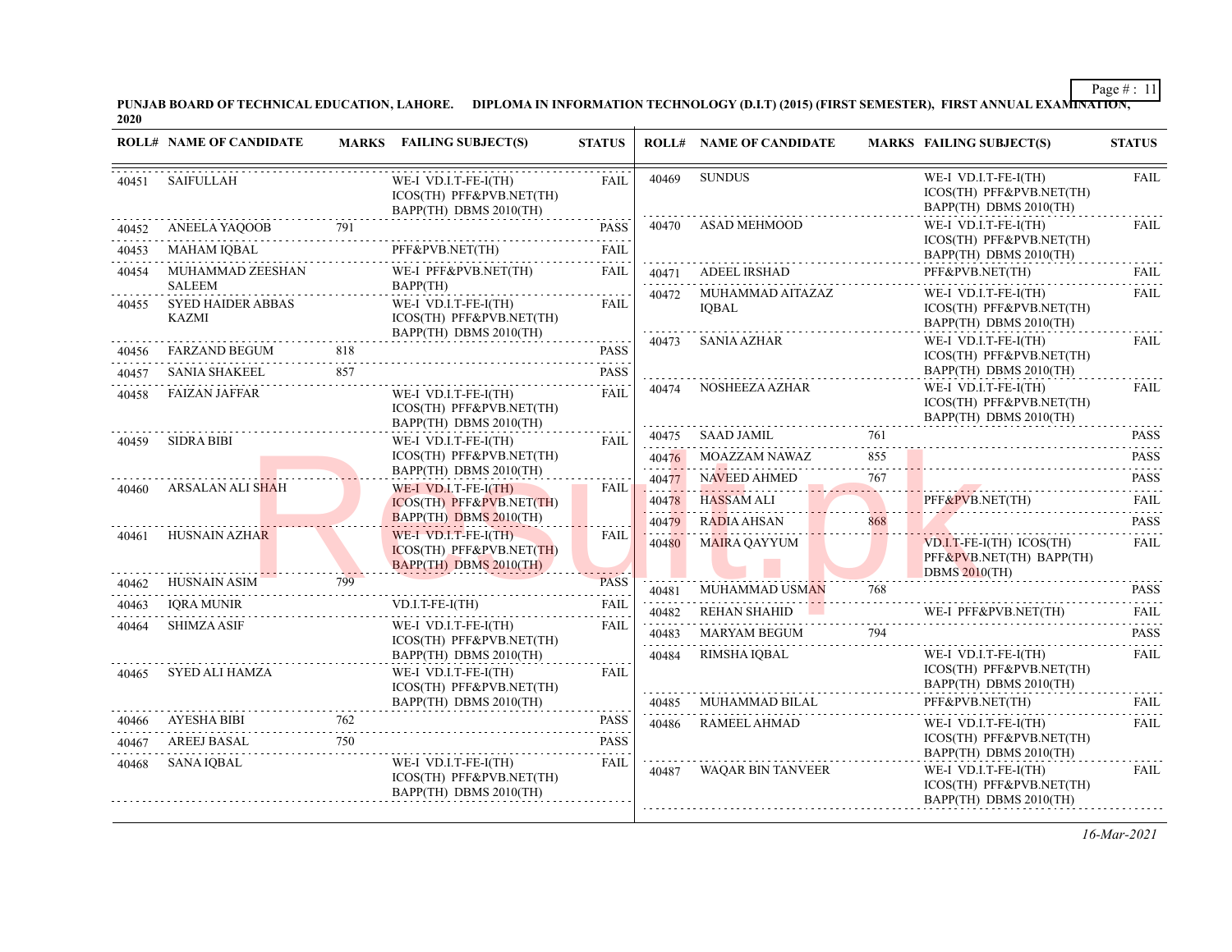**PUNJAB BOARD OF TECHNICAL EDUCATION, LAHORE. DIPLOMA IN INFORMATION TECHNOLOGY (D.I.T) (2015) (FIRST SEMESTER), FIRST ANNUAL EXAMINATION, 2020**

| ROLL# | NAME OF CANDIDATE | MARKS | FAILING SUBJECT(S) | STATUS |
|---|---|---|---|---|
| 40451 | SAIFULLAH | | WE-I VD.I.T-FE-I(TH) ICOS(TH) PFF&PVB.NET(TH) BAPP(TH) DBMS 2010(TH) | FAIL |
| 40452 | ANEELA YAQOOB | 791 | | PASS |
| 40453 | MAHAM IQBAL | | PFF&PVB.NET(TH) | FAIL |
| 40454 | MUHAMMAD ZEESHAN SALEEM | | WE-I PFF&PVB.NET(TH) BAPP(TH) | FAIL |
| 40455 | SYED HAIDER ABBAS KAZMI | | WE-I VD.I.T-FE-I(TH) ICOS(TH) PFF&PVB.NET(TH) BAPP(TH) DBMS 2010(TH) | FAIL |
| 40456 | FARZAND BEGUM | 818 | | PASS |
| 40457 | SANIA SHAKEEL | 857 | | PASS |
| 40458 | FAIZAN JAFFAR | | WE-I VD.I.T-FE-I(TH) ICOS(TH) PFF&PVB.NET(TH) BAPP(TH) DBMS 2010(TH) | FAIL |
| 40459 | SIDRA BIBI | | WE-I VD.I.T-FE-I(TH) ICOS(TH) PFF&PVB.NET(TH) BAPP(TH) DBMS 2010(TH) | FAIL |
| 40460 | ARSALAN ALI SHAH | | WE-I VD.I.T-FE-I(TH) ICOS(TH) PFF&PVB.NET(TH) BAPP(TH) DBMS 2010(TH) | FAIL |
| 40461 | HUSNAIN AZHAR | | WE-I VD.I.T-FE-I(TH) ICOS(TH) PFF&PVB.NET(TH) BAPP(TH) DBMS 2010(TH) | FAIL |
| 40462 | HUSNAIN ASIM | 799 | | PASS |
| 40463 | IQRA MUNIR | | VD.I.T-FE-I(TH) | FAIL |
| 40464 | SHIMZA ASIF | | WE-I VD.I.T-FE-I(TH) ICOS(TH) PFF&PVB.NET(TH) BAPP(TH) DBMS 2010(TH) | FAIL |
| 40465 | SYED ALI HAMZA | | WE-I VD.I.T-FE-I(TH) ICOS(TH) PFF&PVB.NET(TH) BAPP(TH) DBMS 2010(TH) | FAIL |
| 40466 | AYESHA BIBI | 762 | | PASS |
| 40467 | AREEJ BASAL | 750 | | PASS |
| 40468 | SANA IQBAL | | WE-I VD.I.T-FE-I(TH) ICOS(TH) PFF&PVB.NET(TH) BAPP(TH) DBMS 2010(TH) | FAIL |
| 40469 | SUNDUS | | WE-I VD.I.T-FE-I(TH) ICOS(TH) PFF&PVB.NET(TH) BAPP(TH) DBMS 2010(TH) | FAIL |
| 40470 | ASAD MEHMOOD | | WE-I VD.I.T-FE-I(TH) ICOS(TH) PFF&PVB.NET(TH) BAPP(TH) DBMS 2010(TH) | FAIL |
| 40471 | ADEEL IRSHAD | | PFF&PVB.NET(TH) | FAIL |
| 40472 | MUHAMMAD AITAZAZ IQBAL | | WE-I VD.I.T-FE-I(TH) ICOS(TH) PFF&PVB.NET(TH) BAPP(TH) DBMS 2010(TH) | FAIL |
| 40473 | SANIA AZHAR | | WE-I VD.I.T-FE-I(TH) ICOS(TH) PFF&PVB.NET(TH) BAPP(TH) DBMS 2010(TH) | FAIL |
| 40474 | NOSHEEZA AZHAR | | WE-I VD.I.T-FE-I(TH) ICOS(TH) PFF&PVB.NET(TH) BAPP(TH) DBMS 2010(TH) | FAIL |
| 40475 | SAAD JAMIL | 761 | | PASS |
| 40476 | MOAZZAM NAWAZ | 855 | | PASS |
| 40477 | NAVEED AHMED | 767 | | PASS |
| 40478 | HASSAM ALI | | PFF&PVB.NET(TH) | FAIL |
| 40479 | RADIA AHSAN | 868 | | PASS |
| 40480 | MAIRA QAYYUM | | VD.I.T-FE-I(TH) ICOS(TH) PFF&PVB.NET(TH) BAPP(TH) DBMS 2010(TH) | FAIL |
| 40481 | MUHAMMAD USMAN | 768 | | PASS |
| 40482 | REHAN SHAHID | | WE-I PFF&PVB.NET(TH) | FAIL |
| 40483 | MARYAM BEGUM | 794 | | PASS |
| 40484 | RIMSHA IQBAL | | WE-I VD.I.T-FE-I(TH) ICOS(TH) PFF&PVB.NET(TH) BAPP(TH) DBMS 2010(TH) | FAIL |
| 40485 | MUHAMMAD BILAL | | PFF&PVB.NET(TH) | FAIL |
| 40486 | RAMEEL AHMAD | | WE-I VD.I.T-FE-I(TH) ICOS(TH) PFF&PVB.NET(TH) BAPP(TH) DBMS 2010(TH) | FAIL |
| 40487 | WAQAR BIN TANVEER | | WE-I VD.I.T-FE-I(TH) ICOS(TH) PFF&PVB.NET(TH) BAPP(TH) DBMS 2010(TH) | FAIL |

*16-Mar-2021*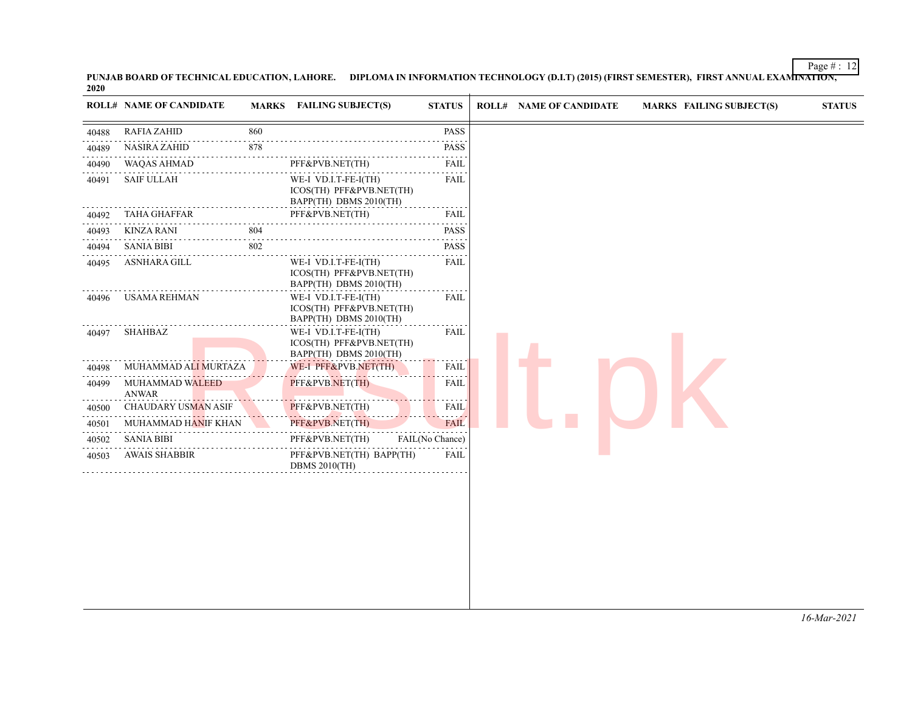**PUNJAB BOARD OF TECHNICAL EDUCATION, LAHORE. DIPLOMA IN INFORMATION TECHNOLOGY (D.I.T) (2015) (FIRST SEMESTER), FIRST ANNUAL EXAMINATION, 2020**

| ROLL# | NAME OF CANDIDATE | MARKS | FAILING SUBJECT(S) | STATUS |
|---|---|---|---|---|
| 40488 | RAFIA ZAHID | 860 | | PASS |
| 40489 | NASIRA ZAHID | 878 | | PASS |
| 40490 | WAQAS AHMAD | | PFF&PVB.NET(TH) | FAIL |
| 40491 | SAIF ULLAH | | WE-I VD.I.T-FE-I(TH) ICOS(TH) PFF&PVB.NET(TH) BAPP(TH) DBMS 2010(TH) | FAIL |
| 40492 | TAHA GHAFFAR | | PFF&PVB.NET(TH) | FAIL |
| 40493 | KINZA RANI | 804 | | PASS |
| 40494 | SANIA BIBI | 802 | | PASS |
| 40495 | ASNHARA GILL | | WE-I VD.I.T-FE-I(TH) ICOS(TH) PFF&PVB.NET(TH) BAPP(TH) DBMS 2010(TH) | FAIL |
| 40496 | USAMA REHMAN | | WE-I VD.I.T-FE-I(TH) ICOS(TH) PFF&PVB.NET(TH) BAPP(TH) DBMS 2010(TH) | FAIL |
| 40497 | SHAHBAZ | | WE-I VD.I.T-FE-I(TH) ICOS(TH) PFF&PVB.NET(TH) BAPP(TH) DBMS 2010(TH) | FAIL |
| 40498 | MUHAMMAD ALI MURTAZA | | WE-I PFF&PVB.NET(TH) | FAIL |
| 40499 | MUHAMMAD WALEED ANWAR | | PFF&PVB.NET(TH) | FAIL |
| 40500 | CHAUDARY USMAN ASIF | | PFF&PVB.NET(TH) | FAIL |
| 40501 | MUHAMMAD HANIF KHAN | | PFF&PVB.NET(TH) | FAIL |
| 40502 | SANIA BIBI | | PFF&PVB.NET(TH) | FAIL(No Chance) |
| 40503 | AWAIS SHABBIR | | PFF&PVB.NET(TH) BAPP(TH) DBMS 2010(TH) | FAIL |

*16-Mar-2021*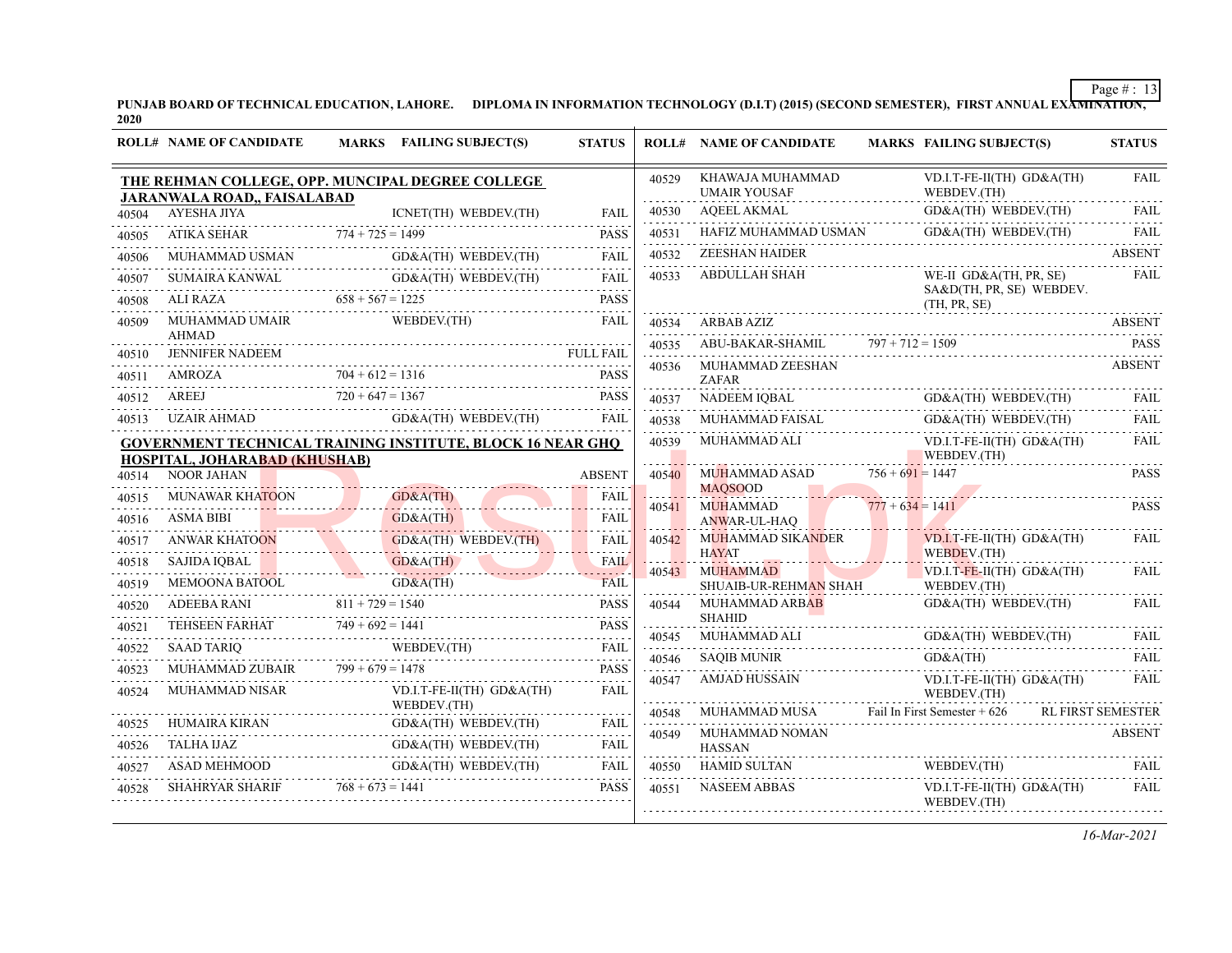**PUNJAB BOARD OF TECHNICAL EDUCATION, LAHORE. DIPLOMA IN INFORMATION TECHNOLOGY (D.I.T) (2015) (SECOND SEMESTER), FIRST ANNUAL EXAMINATION, 2020**

| ROLL# | NAME OF CANDIDATE | MARKS | FAILING SUBJECT(S) | STATUS |
|---|---|---|---|---|
| **THE REHMAN COLLEGE, OPP. MUNCIPAL DEGREE COLLEGE JARANWALA ROAD,, FAISALABAD** | | | | |
| 40504 | AYESHA JIYA | | ICNET(TH) WEBDEV.(TH) | FAIL |
| 40505 | ATIKA SEHAR | 774 + 725 = 1499 | | PASS |
| 40506 | MUHAMMAD USMAN | | GD&A(TH) WEBDEV.(TH) | FAIL |
| 40507 | SUMAIRA KANWAL | | GD&A(TH) WEBDEV.(TH) | FAIL |
| 40508 | ALI RAZA | 658 + 567 = 1225 | | PASS |
| 40509 | MUHAMMAD UMAIR AHMAD | | WEBDEV.(TH) | FAIL |
| 40510 | JENNIFER NADEEM | | | FULL FAIL |
| 40511 | AMROZA | 704 + 612 = 1316 | | PASS |
| 40512 | AREEJ | 720 + 647 = 1367 | | PASS |
| 40513 | UZAIR AHMAD | | GD&A(TH) WEBDEV.(TH) | FAIL |
| **GOVERNMENT TECHNICAL TRAINING INSTITUTE, BLOCK 16 NEAR GHQ HOSPITAL, JOHARABAD (KHUSHAB)** | | | | |
| 40514 | NOOR JAHAN | | | ABSENT |
| 40515 | MUNAWAR KHATOON | | GD&A(TH) | FAIL |
| 40516 | ASMA BIBI | | GD&A(TH) | FAIL |
| 40517 | ANWAR KHATOON | | GD&A(TH) WEBDEV.(TH) | FAIL |
| 40518 | SAJIDA IQBAL | | GD&A(TH) | FAIL |
| 40519 | MEMOONA BATOOL | | GD&A(TH) | FAIL |
| 40520 | ADEEBA RANI | 811 + 729 = 1540 | | PASS |
| 40521 | TEHSEEN FARHAT | 749 + 692 = 1441 | | PASS |
| 40522 | SAAD TARIQ | | WEBDEV.(TH) | FAIL |
| 40523 | MUHAMMAD ZUBAIR | 799 + 679 = 1478 | | PASS |
| 40524 | MUHAMMAD NISAR | | VD.I.T-FE-II(TH) GD&A(TH) WEBDEV.(TH) | FAIL |
| 40525 | HUMAIRA KIRAN | | GD&A(TH) WEBDEV.(TH) | FAIL |
| 40526 | TALHA IJAZ | | GD&A(TH) WEBDEV.(TH) | FAIL |
| 40527 | ASAD MEHMOOD | | GD&A(TH) WEBDEV.(TH) | FAIL |
| 40528 | SHAHRYAR SHARIF | 768 + 673 = 1441 | | PASS |
| 40529 | KHAWAJA MUHAMMAD UMAIR YOUSAF | | VD.I.T-FE-II(TH) GD&A(TH) WEBDEV.(TH) | FAIL |
| 40530 | AQEEL AKMAL | | GD&A(TH) WEBDEV.(TH) | FAIL |
| 40531 | HAFIZ MUHAMMAD USMAN | | GD&A(TH) WEBDEV.(TH) | FAIL |
| 40532 | ZEESHAN HAIDER | | | ABSENT |
| 40533 | ABDULLAH SHAH | | WE-II GD&A(TH, PR, SE) SA&D(TH, PR, SE) WEBDEV.(TH, PR, SE) | FAIL |
| 40534 | ARBAB AZIZ | | | ABSENT |
| 40535 | ABU-BAKAR-SHAMIL | 797 + 712 = 1509 | | PASS |
| 40536 | MUHAMMAD ZEESHAN ZAFAR | | | ABSENT |
| 40537 | NADEEM IQBAL | | GD&A(TH) WEBDEV.(TH) | FAIL |
| 40538 | MUHAMMAD FAISAL | | GD&A(TH) WEBDEV.(TH) | FAIL |
| 40539 | MUHAMMAD ALI | | VD.I.T-FE-II(TH) GD&A(TH) WEBDEV.(TH) | FAIL |
| 40540 | MUHAMMAD ASAD MAQSOOD | 756 + 691 = 1447 | | PASS |
| 40541 | MUHAMMAD ANWAR-UL-HAQ | 777 + 634 = 1411 | | PASS |
| 40542 | MUHAMMAD SIKANDER HAYAT | | VD.I.T-FE-II(TH) GD&A(TH) WEBDEV.(TH) | FAIL |
| 40543 | MUHAMMAD SHUAIB-UR-REHMAN SHAH | | VD.I.T-FE-II(TH) GD&A(TH) WEBDEV.(TH) | FAIL |
| 40544 | MUHAMMAD ARBAB SHAHID | | GD&A(TH) WEBDEV.(TH) | FAIL |
| 40545 | MUHAMMAD ALI | | GD&A(TH) WEBDEV.(TH) | FAIL |
| 40546 | SAQIB MUNIR | | GD&A(TH) | FAIL |
| 40547 | AMJAD HUSSAIN | | VD.I.T-FE-II(TH) GD&A(TH) WEBDEV.(TH) | FAIL |
| 40548 | MUHAMMAD MUSA | Fail In First Semester + 626 | | RL FIRST SEMESTER |
| 40549 | MUHAMMAD NOMAN HASSAN | | | ABSENT |
| 40550 | HAMID SULTAN | | WEBDEV.(TH) | FAIL |
| 40551 | NASEEM ABBAS | | VD.I.T-FE-II(TH) GD&A(TH) WEBDEV.(TH) | FAIL |

*16-Mar-2021*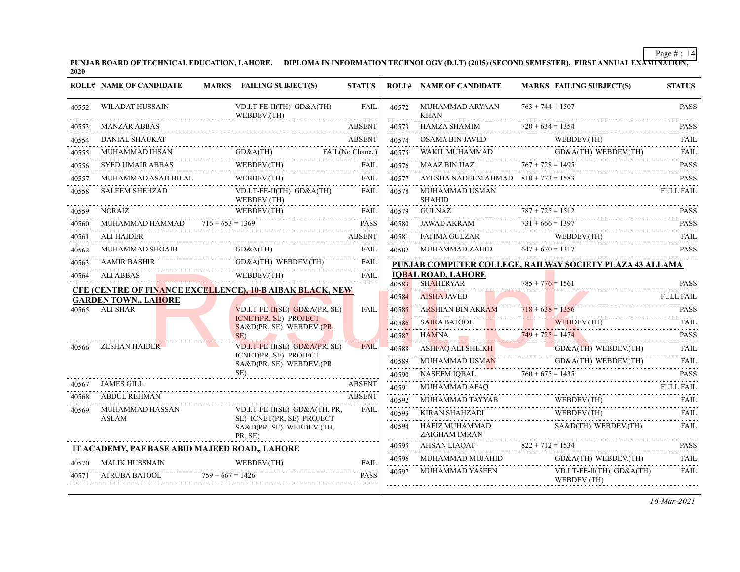PUNJAB BOARD OF TECHNICAL EDUCATION, LAHORE. DIPLOMA IN INFORMATION TECHNOLOGY (D.I.T) (2015) (SECOND SEMESTER), FIRST ANNUAL EXAMINATION, 2020

| ROLL# | NAME OF CANDIDATE | MARKS | FAILING SUBJECT(S) | STATUS |
|---|---|---|---|---|
| 40552 | WILADAT HUSSAIN | | VD.I.T-FE-II(TH) GD&A(TH) WEBDEV.(TH) | FAIL |
| 40553 | MANZAR ABBAS | | | ABSENT |
| 40554 | DANIAL SHAUKAT | | | ABSENT |
| 40555 | MUHAMMAD IHSAN | | GD&A(TH) | FAIL(No Chance) |
| 40556 | SYED UMAIR ABBAS | | WEBDEV.(TH) | FAIL |
| 40557 | MUHAMMAD ASAD BILAL | | WEBDEV.(TH) | FAIL |
| 40558 | SALEEM SHEHZAD | | VD.I.T-FE-II(TH) GD&A(TH) WEBDEV.(TH) | FAIL |
| 40559 | NORAIZ | | WEBDEV.(TH) | FAIL |
| 40560 | MUHAMMAD HAMMAD | 716 + 653 = 1369 | | PASS |
| 40561 | ALI HAIDER | | | ABSENT |
| 40562 | MUHAMMAD SHOAIB | | GD&A(TH) | FAIL |
| 40563 | AAMIR BASHIR | | GD&A(TH) WEBDEV.(TH) | FAIL |
| 40564 | ALI ABBAS | | WEBDEV.(TH) | FAIL |

**CFE (CENTRE OF FINANCE EXCELLENCE), 10-B AIBAK BLACK, NEW GARDEN TOWN,, LAHORE**

| ROLL# | NAME OF CANDIDATE | MARKS | FAILING SUBJECT(S) | STATUS |
|---|---|---|---|---|
| 40565 | ALI SHAR | | VD.I.T-FE-II(SE) GD&A(PR, SE) ICNET(PR, SE) PROJECT SA&D(PR, SE) WEBDEV.(PR, SE) | FAIL |
| 40566 | ZESHAN HAIDER | | VD.I.T-FE-II(SE) GD&A(PR, SE) ICNET(PR, SE) PROJECT SA&D(PR, SE) WEBDEV.(PR, SE) | FAIL |
| 40567 | JAMES GILL | | | ABSENT |
| 40568 | ABDUL REHMAN | | | ABSENT |
| 40569 | MUHAMMAD HASSAN ASLAM | | VD.I.T-FE-II(SE) GD&A(TH, PR, SE) ICNET(PR, SE) PROJECT SA&D(PR, SE) WEBDEV.(TH, PR, SE) | FAIL |

**IT ACADEMY, PAF BASE ABID MAJEED ROAD,, LAHORE**

| ROLL# | NAME OF CANDIDATE | MARKS | FAILING SUBJECT(S) | STATUS |
|---|---|---|---|---|
| 40570 | MALIK HUSSNAIN | | WEBDEV.(TH) | FAIL |
| 40571 | ATRUBA BATOOL | 759 + 667 = 1426 | | PASS |
| 40572 | MUHAMMAD ARYAAN KHAN | 763 + 744 = 1507 | | PASS |
| 40573 | HAMZA SHAMIM | 720 + 634 = 1354 | | PASS |
| 40574 | OSAMA BIN JAVED | | WEBDEV.(TH) | FAIL |
| 40575 | WAKIL MUHAMMAD | | GD&A(TH) WEBDEV.(TH) | FAIL |
| 40576 | MAAZ BIN IJAZ | 767 + 728 = 1495 | | PASS |
| 40577 | AYESHA NADEEM AHMAD | 810 + 773 = 1583 | | PASS |
| 40578 | MUHAMMAD USMAN SHAHID | | | FULL FAIL |
| 40579 | GULNAZ | 787 + 725 = 1512 | | PASS |
| 40580 | JAWAD AKRAM | 731 + 666 = 1397 | | PASS |
| 40581 | FATIMA GULZAR | | WEBDEV.(TH) | FAIL |
| 40582 | MUHAMMAD ZAHID | 647 + 670 = 1317 | | PASS |

**PUNJAB COMPUTER COLLEGE, RAILWAY SOCIETY PLAZA 43 ALLAMA IQBAL ROAD, LAHORE**

| ROLL# | NAME OF CANDIDATE | MARKS | FAILING SUBJECT(S) | STATUS |
|---|---|---|---|---|
| 40583 | SHAHERYAR | 785 + 776 = 1561 | | PASS |
| 40584 | AISHA JAVED | | | FULL FAIL |
| 40585 | ARSHIAN BIN AKRAM | 718 + 638 = 1356 | | PASS |
| 40586 | SAIRA BATOOL | | WEBDEV.(TH) | FAIL |
| 40587 | HAMNA | 749 + 725 = 1474 | | PASS |
| 40588 | ASHFAQ ALI SHEIKH | | GD&A(TH) WEBDEV.(TH) | FAIL |
| 40589 | MUHAMMAD USMAN | | GD&A(TH) WEBDEV.(TH) | FAIL |
| 40590 | NASEEM IQBAL | 760 + 675 = 1435 | | PASS |
| 40591 | MUHAMMAD AFAQ | | | FULL FAIL |
| 40592 | MUHAMMAD TAYYAB | | WEBDEV.(TH) | FAIL |
| 40593 | KIRAN SHAHZADI | | WEBDEV.(TH) | FAIL |
| 40594 | HAFIZ MUHAMMAD ZAIGHAM IMRAN | | SA&D(TH) WEBDEV.(TH) | FAIL |
| 40595 | AHSAN LIAQAT | 822 + 712 = 1534 | | PASS |
| 40596 | MUHAMMAD MUJAHID | | GD&A(TH) WEBDEV.(TH) | FAIL |
| 40597 | MUHAMMAD YASEEN | | VD.I.T-FE-II(TH) GD&A(TH) WEBDEV.(TH) | FAIL |

*16-Mar-2021*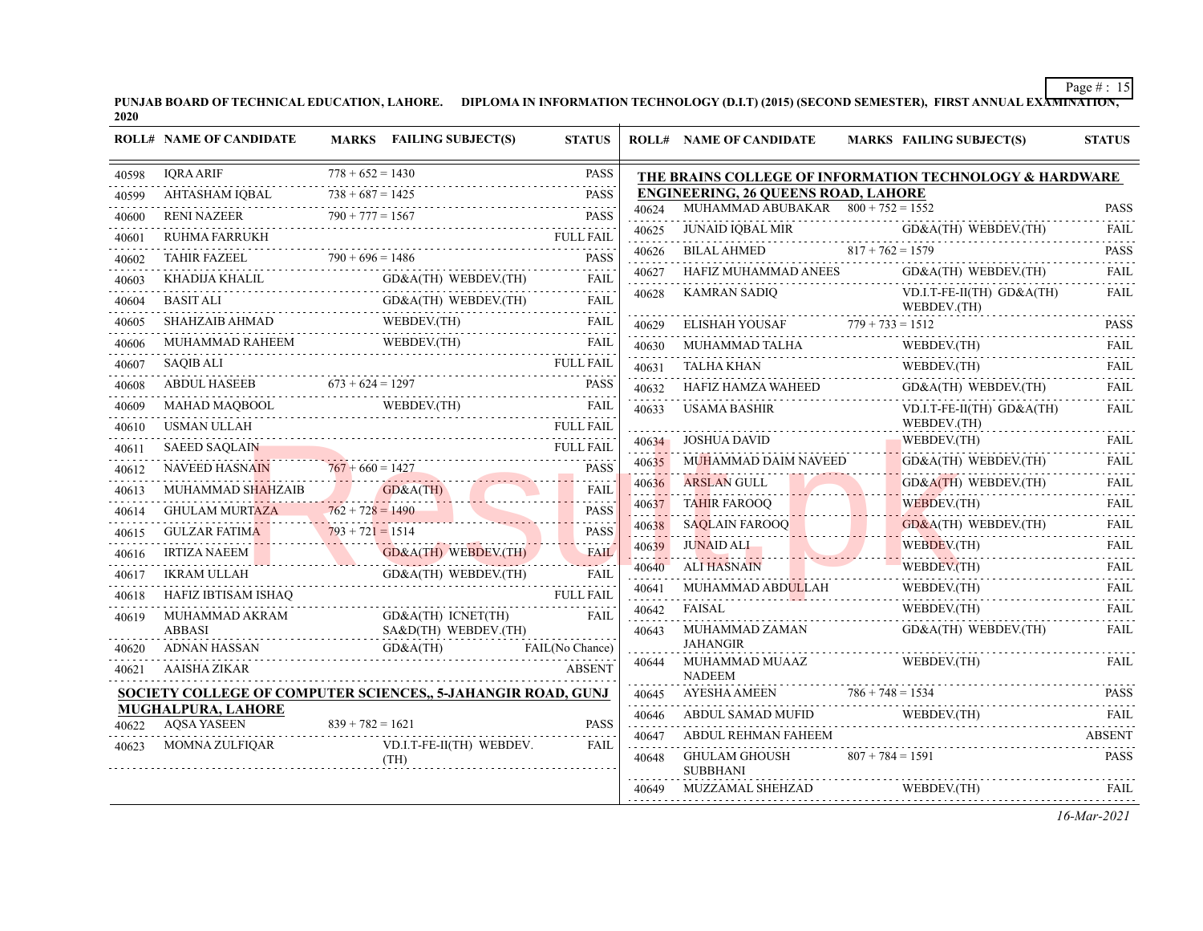**PUNJAB BOARD OF TECHNICAL EDUCATION, LAHORE. DIPLOMA IN INFORMATION TECHNOLOGY (D.I.T) (2015) (SECOND SEMESTER), FIRST ANNUAL EXAMINATION, 2020**

| ROLL# | NAME OF CANDIDATE | MARKS | FAILING SUBJECT(S) | STATUS |
|---|---|---|---|---|
| 40598 | IQRA ARIF | 778 + 652 = 1430 | | PASS |
| 40599 | AHTASHAM IQBAL | 738 + 687 = 1425 | | PASS |
| 40600 | RENI NAZEER | 790 + 777 = 1567 | | PASS |
| 40601 | RUHMA FARRUKH | | | FULL FAIL |
| 40602 | TAHIR FAZEEL | 790 + 696 = 1486 | | PASS |
| 40603 | KHADIJA KHALIL | | GD&A(TH) WEBDEV.(TH) | FAIL |
| 40604 | BASIT ALI | | GD&A(TH) WEBDEV.(TH) | FAIL |
| 40605 | SHAHZAIB AHMAD | | WEBDEV.(TH) | FAIL |
| 40606 | MUHAMMAD RAHEEM | | WEBDEV.(TH) | FAIL |
| 40607 | SAQIB ALI | | | FULL FAIL |
| 40608 | ABDUL HASEEB | 673 + 624 = 1297 | | PASS |
| 40609 | MAHAD MAQBOOL | | WEBDEV.(TH) | FAIL |
| 40610 | USMAN ULLAH | | | FULL FAIL |
| 40611 | SAEED SAQLAIN | | | FULL FAIL |
| 40612 | NAVEED HASNAIN | 767 + 660 = 1427 | | PASS |
| 40613 | MUHAMMAD SHAHZAIB | | GD&A(TH) | FAIL |
| 40614 | GHULAM MURTAZA | 762 + 728 = 1490 | | PASS |
| 40615 | GULZAR FATIMA | 793 + 721 = 1514 | | PASS |
| 40616 | IRTIZA NAEEM | | GD&A(TH) WEBDEV.(TH) | FAIL |
| 40617 | IKRAM ULLAH | | GD&A(TH) WEBDEV.(TH) | FAIL |
| 40618 | HAFIZ IBTISAM ISHAQ | | | FULL FAIL |
| 40619 | MUHAMMAD AKRAM ABBASI | | GD&A(TH) ICNET(TH) SA&D(TH) WEBDEV.(TH) | FAIL |
| 40620 | ADNAN HASSAN | | GD&A(TH) | FAIL(No Chance) |
| 40621 | AAISHA ZIKAR | | | ABSENT |

**SOCIETY COLLEGE OF COMPUTER SCIENCES,, 5-JAHANGIR ROAD, GUNJ MUGHALPURA, LAHORE**

| ROLL# | NAME OF CANDIDATE | MARKS | FAILING SUBJECT(S) | STATUS |
|---|---|---|---|---|
| 40622 | AQSA YASEEN | 839 + 782 = 1621 | | PASS |
| 40623 | MOMNA ZULFIQAR | | VD.I.T-FE-II(TH) WEBDEV.(TH) | FAIL |

**THE BRAINS COLLEGE OF INFORMATION TECHNOLOGY & HARDWARE ENGINEERING, 26 QUEENS ROAD, LAHORE**

| ROLL# | NAME OF CANDIDATE | MARKS | FAILING SUBJECT(S) | STATUS |
|---|---|---|---|---|
| 40624 | MUHAMMAD ABUBAKAR | 800 + 752 = 1552 | | PASS |
| 40625 | JUNAID IQBAL MIR | | GD&A(TH) WEBDEV.(TH) | FAIL |
| 40626 | BILAL AHMED | 817 + 762 = 1579 | | PASS |
| 40627 | HAFIZ MUHAMMAD ANEES | | GD&A(TH) WEBDEV.(TH) | FAIL |
| 40628 | KAMRAN SADIQ | | VD.I.T-FE-II(TH) GD&A(TH) WEBDEV.(TH) | FAIL |
| 40629 | ELISHAH YOUSAF | 779 + 733 = 1512 | | PASS |
| 40630 | MUHAMMAD TALHA | | WEBDEV.(TH) | FAIL |
| 40631 | TALHA KHAN | | WEBDEV.(TH) | FAIL |
| 40632 | HAFIZ HAMZA WAHEED | | GD&A(TH) WEBDEV.(TH) | FAIL |
| 40633 | USAMA BASHIR | | VD.I.T-FE-II(TH) GD&A(TH) WEBDEV.(TH) | FAIL |
| 40634 | JOSHUA DAVID | | WEBDEV.(TH) | FAIL |
| 40635 | MUHAMMAD DAIM NAVEED | | GD&A(TH) WEBDEV.(TH) | FAIL |
| 40636 | ARSLAN GULL | | GD&A(TH) WEBDEV.(TH) | FAIL |
| 40637 | TAHIR FAROOQ | | WEBDEV.(TH) | FAIL |
| 40638 | SAQLAIN FAROOQ | | GD&A(TH) WEBDEV.(TH) | FAIL |
| 40639 | JUNAID ALI | | WEBDEV.(TH) | FAIL |
| 40640 | ALI HASNAIN | | WEBDEV.(TH) | FAIL |
| 40641 | MUHAMMAD ABDULLAH | | WEBDEV.(TH) | FAIL |
| 40642 | FAISAL | | WEBDEV.(TH) | FAIL |
| 40643 | MUHAMMAD ZAMAN JAHANGIR | | GD&A(TH) WEBDEV.(TH) | FAIL |
| 40644 | MUHAMMAD MUAAZ NADEEM | | WEBDEV.(TH) | FAIL |
| 40645 | AYESHA AMEEN | 786 + 748 = 1534 | | PASS |
| 40646 | ABDUL SAMAD MUFID | | WEBDEV.(TH) | FAIL |
| 40647 | ABDUL REHMAN FAHEEM | | | ABSENT |
| 40648 | GHULAM GHOUSH SUBBHANI | 807 + 784 = 1591 | | PASS |
| 40649 | MUZZAMAL SHEHZAD | | WEBDEV.(TH) | FAIL |

*16-Mar-2021*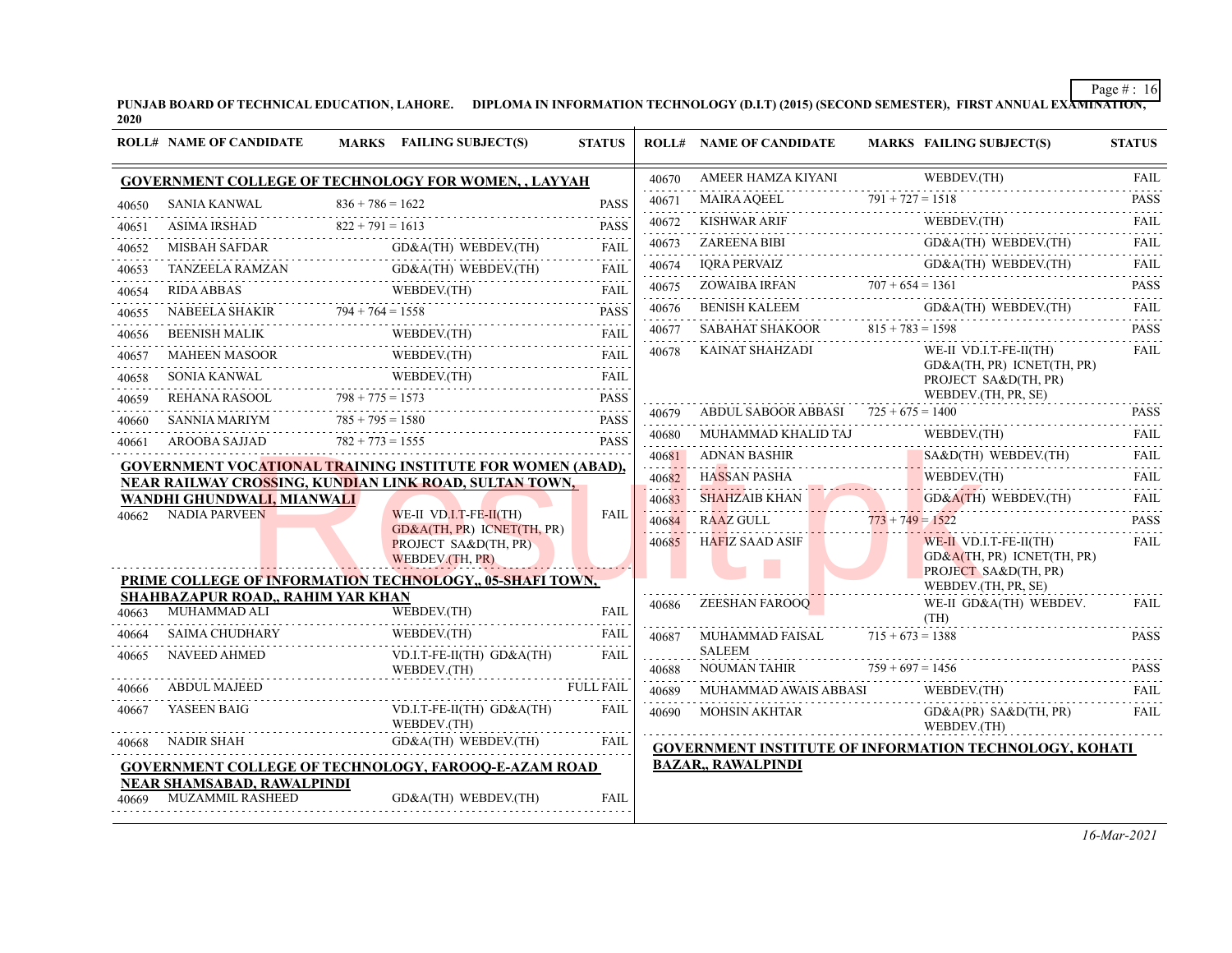**PUNJAB BOARD OF TECHNICAL EDUCATION, LAHORE. DIPLOMA IN INFORMATION TECHNOLOGY (D.I.T) (2015) (SECOND SEMESTER), FIRST ANNUAL EXAMINATION, 2020**

| ROLL# | NAME OF CANDIDATE | MARKS | FAILING SUBJECT(S) | STATUS |
|---|---|---|---|---|
| **GOVERNMENT COLLEGE OF TECHNOLOGY FOR WOMEN, , LAYYAH** | | | | |
| 40650 | SANIA KANWAL | 836 + 786 = 1622 | | PASS |
| 40651 | ASIMA IRSHAD | 822 + 791 = 1613 | | PASS |
| 40652 | MISBAH SAFDAR | | GD&A(TH) WEBDEV.(TH) | FAIL |
| 40653 | TANZEELA RAMZAN | | GD&A(TH) WEBDEV.(TH) | FAIL |
| 40654 | RIDA ABBAS | | WEBDEV.(TH) | FAIL |
| 40655 | NABEELA SHAKIR | 794 + 764 = 1558 | | PASS |
| 40656 | BEENISH MALIK | | WEBDEV.(TH) | FAIL |
| 40657 | MAHEEN MASOOR | | WEBDEV.(TH) | FAIL |
| 40658 | SONIA KANWAL | | WEBDEV.(TH) | FAIL |
| 40659 | REHANA RASOOL | 798 + 775 = 1573 | | PASS |
| 40660 | SANNIA MARIYM | 785 + 795 = 1580 | | PASS |
| 40661 | AROOBA SAJJAD | 782 + 773 = 1555 | | PASS |
| **GOVERNMENT VOCATIONAL TRAINING INSTITUTE FOR WOMEN (ABAD), NEAR RAILWAY CROSSING, KUNDIAN LINK ROAD, SULTAN TOWN, WANDHI GHUNDWALI, MIANWALI** | | | | |
| 40662 | NADIA PARVEEN | | WE-II VD.I.T-FE-II(TH) GD&A(TH, PR) ICNET(TH, PR) PROJECT SA&D(TH, PR) WEBDEV.(TH, PR) | FAIL |
| **PRIME COLLEGE OF INFORMATION TECHNOLOGY,, 05-SHAFI TOWN, SHAHBAZAPUR ROAD,, RAHIM YAR KHAN** | | | | |
| 40663 | MUHAMMAD ALI | | WEBDEV.(TH) | FAIL |
| 40664 | SAIMA CHUDHARY | | WEBDEV.(TH) | FAIL |
| 40665 | NAVEED AHMED | | VD.I.T-FE-II(TH) GD&A(TH) WEBDEV.(TH) | FAIL |
| 40666 | ABDUL MAJEED | | | FULL FAIL |
| 40667 | YASEEN BAIG | | VD.I.T-FE-II(TH) GD&A(TH) WEBDEV.(TH) | FAIL |
| 40668 | NADIR SHAH | | GD&A(TH) WEBDEV.(TH) | FAIL |
| **GOVERNMENT COLLEGE OF TECHNOLOGY, FAROOQ-E-AZAM ROAD NEAR SHAMSABAD, RAWALPINDI** | | | | |
| 40669 | MUZAMMIL RASHEED | | GD&A(TH) WEBDEV.(TH) | FAIL |
| 40670 | AMEER HAMZA KIYANI | | WEBDEV.(TH) | FAIL |
| 40671 | MAIRA AQEEL | 791 + 727 = 1518 | | PASS |
| 40672 | KISHWAR ARIF | | WEBDEV.(TH) | FAIL |
| 40673 | ZAREENA BIBI | | GD&A(TH) WEBDEV.(TH) | FAIL |
| 40674 | IQRA PERVAIZ | | GD&A(TH) WEBDEV.(TH) | FAIL |
| 40675 | ZOWAIBA IRFAN | 707 + 654 = 1361 | | PASS |
| 40676 | BENISH KALEEM | | GD&A(TH) WEBDEV.(TH) | FAIL |
| 40677 | SABAHAT SHAKOOR | 815 + 783 = 1598 | | PASS |
| 40678 | KAINAT SHAHZADI | | WE-II VD.I.T-FE-II(TH) GD&A(TH, PR) ICNET(TH, PR) PROJECT SA&D(TH, PR) WEBDEV.(TH, PR, SE) | FAIL |
| 40679 | ABDUL SABOOR ABBASI | 725 + 675 = 1400 | | PASS |
| 40680 | MUHAMMAD KHALID TAJ | | WEBDEV.(TH) | FAIL |
| 40681 | ADNAN BASHIR | | SA&D(TH) WEBDEV.(TH) | FAIL |
| 40682 | HASSAN PASHA | | WEBDEV.(TH) | FAIL |
| 40683 | SHAHZAIB KHAN | | GD&A(TH) WEBDEV.(TH) | FAIL |
| 40684 | RAAZ GULL | 773 + 749 = 1522 | | PASS |
| 40685 | HAFIZ SAAD ASIF | | WE-II VD.I.T-FE-II(TH) GD&A(TH, PR) ICNET(TH, PR) PROJECT SA&D(TH, PR) WEBDEV.(TH, PR, SE) | FAIL |
| 40686 | ZEESHAN FAROOQ | | WE-II GD&A(TH) WEBDEV.(TH) | FAIL |
| 40687 | MUHAMMAD FAISAL SALEEM | 715 + 673 = 1388 | | PASS |
| 40688 | NOUMAN TAHIR | 759 + 697 = 1456 | | PASS |
| 40689 | MUHAMMAD AWAIS ABBASI | | WEBDEV.(TH) | FAIL |
| 40690 | MOHSIN AKHTAR | | GD&A(PR) SA&D(TH, PR) WEBDEV.(TH) | FAIL |
| **GOVERNMENT INSTITUTE OF INFORMATION TECHNOLOGY, KOHATI BAZAR,, RAWALPINDI** | | | | |

*16-Mar-2021*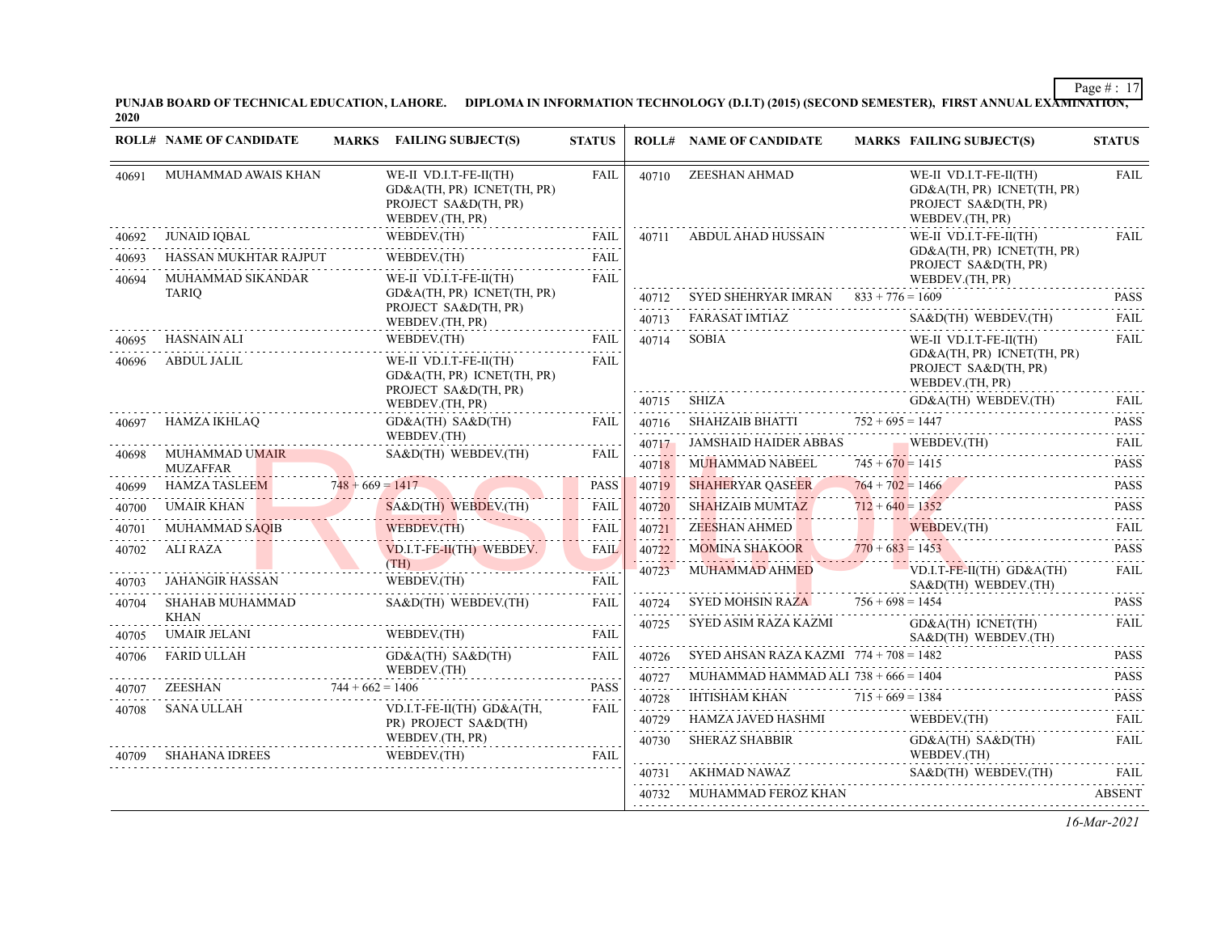**PUNJAB BOARD OF TECHNICAL EDUCATION, LAHORE. DIPLOMA IN INFORMATION TECHNOLOGY (D.I.T) (2015) (SECOND SEMESTER), FIRST ANNUAL EXAMINATION, 2020**

| ROLL# | NAME OF CANDIDATE | MARKS | FAILING SUBJECT(S) | STATUS |
|---|---|---|---|---|
| 40691 | MUHAMMAD AWAIS KHAN | | WE-II VD.I.T-FE-II(TH) GD&A(TH, PR) ICNET(TH, PR) PROJECT SA&D(TH, PR) WEBDEV.(TH, PR) | FAIL |
| 40692 | JUNAID IQBAL | | WEBDEV.(TH) | FAIL |
| 40693 | HASSAN MUKHTAR RAJPUT | | WEBDEV.(TH) | FAIL |
| 40694 | MUHAMMAD SIKANDAR TARIQ | | WE-II VD.I.T-FE-II(TH) GD&A(TH, PR) ICNET(TH, PR) PROJECT SA&D(TH, PR) WEBDEV.(TH, PR) | FAIL |
| 40695 | HASNAIN ALI | | WEBDEV.(TH) | FAIL |
| 40696 | ABDUL JALIL | | WE-II VD.I.T-FE-II(TH) GD&A(TH, PR) ICNET(TH, PR) PROJECT SA&D(TH, PR) WEBDEV.(TH, PR) | FAIL |
| 40697 | HAMZA IKHLAQ | | GD&A(TH) SA&D(TH) WEBDEV.(TH) | FAIL |
| 40698 | MUHAMMAD UMAIR MUZAFFAR | | SA&D(TH) WEBDEV.(TH) | FAIL |
| 40699 | HAMZA TASLEEM | 748 + 669 = 1417 | | PASS |
| 40700 | UMAIR KHAN | | SA&D(TH) WEBDEV.(TH) | FAIL |
| 40701 | MUHAMMAD SAQIB | | WEBDEV.(TH) | FAIL |
| 40702 | ALI RAZA | | VD.I.T-FE-II(TH) WEBDEV.(TH) | FAIL |
| 40703 | JAHANGIR HASSAN | | WEBDEV.(TH) | FAIL |
| 40704 | SHAHAB MUHAMMAD KHAN | | SA&D(TH) WEBDEV.(TH) | FAIL |
| 40705 | UMAIR JELANI | | WEBDEV.(TH) | FAIL |
| 40706 | FARID ULLAH | | GD&A(TH) SA&D(TH) WEBDEV.(TH) | FAIL |
| 40707 | ZEESHAN | 744 + 662 = 1406 | | PASS |
| 40708 | SANA ULLAH | | VD.I.T-FE-II(TH) GD&A(TH, PR) PROJECT SA&D(TH) WEBDEV.(TH, PR) | FAIL |
| 40709 | SHAHANA IDREES | | WEBDEV.(TH) | FAIL |
| 40710 | ZEESHAN AHMAD | | WE-II VD.I.T-FE-II(TH) GD&A(TH, PR) ICNET(TH, PR) PROJECT SA&D(TH, PR) WEBDEV.(TH, PR) | FAIL |
| 40711 | ABDUL AHAD HUSSAIN | | WE-II VD.I.T-FE-II(TH) GD&A(TH, PR) ICNET(TH, PR) PROJECT SA&D(TH, PR) WEBDEV.(TH, PR) | FAIL |
| 40712 | SYED SHEHRYAR IMRAN | 833 + 776 = 1609 | | PASS |
| 40713 | FARASAT IMTIAZ | | SA&D(TH) WEBDEV.(TH) | FAIL |
| 40714 | SOBIA | | WE-II VD.I.T-FE-II(TH) GD&A(TH, PR) ICNET(TH, PR) PROJECT SA&D(TH, PR) WEBDEV.(TH, PR) | FAIL |
| 40715 | SHIZA | | GD&A(TH) WEBDEV.(TH) | FAIL |
| 40716 | SHAHZAIB BHATTI | 752 + 695 = 1447 | | PASS |
| 40717 | JAMSHAID HAIDER ABBAS | | WEBDEV.(TH) | FAIL |
| 40718 | MUHAMMAD NABEEL | 745 + 670 = 1415 | | PASS |
| 40719 | SHAHERYAR QASEER | 764 + 702 = 1466 | | PASS |
| 40720 | SHAHZAIB MUMTAZ | 712 + 640 = 1352 | | PASS |
| 40721 | ZEESHAN AHMED | | WEBDEV.(TH) | FAIL |
| 40722 | MOMINA SHAKOOR | 770 + 683 = 1453 | | PASS |
| 40723 | MUHAMMAD AHMED | | VD.I.T-FE-II(TH) GD&A(TH) SA&D(TH) WEBDEV.(TH) | FAIL |
| 40724 | SYED MOHSIN RAZA | 756 + 698 = 1454 | | PASS |
| 40725 | SYED ASIM RAZA KAZMI | | GD&A(TH) ICNET(TH) SA&D(TH) WEBDEV.(TH) | FAIL |
| 40726 | SYED AHSAN RAZA KAZMI | 774 + 708 = 1482 | | PASS |
| 40727 | MUHAMMAD HAMMAD ALI | 738 + 666 = 1404 | | PASS |
| 40728 | IHTISHAM KHAN | 715 + 669 = 1384 | | PASS |
| 40729 | HAMZA JAVED HASHMI | | WEBDEV.(TH) | FAIL |
| 40730 | SHERAZ SHABBIR | | GD&A(TH) SA&D(TH) WEBDEV.(TH) | FAIL |
| 40731 | AKHMAD NAWAZ | | SA&D(TH) WEBDEV.(TH) | FAIL |
| 40732 | MUHAMMAD FEROZ KHAN | | | ABSENT |

*16-Mar-2021*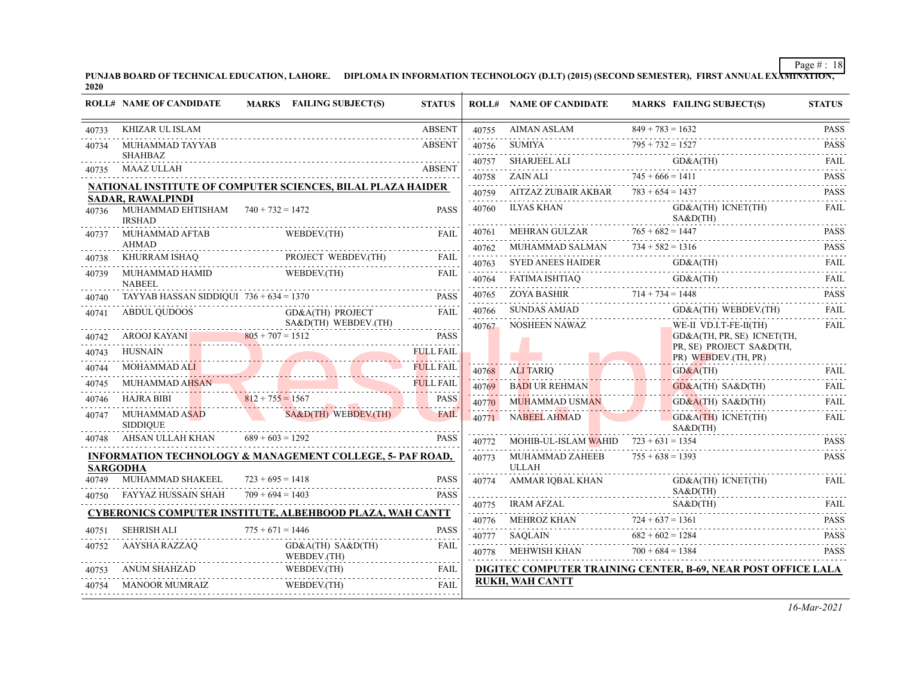PUNJAB BOARD OF TECHNICAL EDUCATION, LAHORE. DIPLOMA IN INFORMATION TECHNOLOGY (D.I.T) (2015) (SECOND SEMESTER), FIRST ANNUAL EXAMINATION, 2020

| ROLL# | NAME OF CANDIDATE | MARKS | FAILING SUBJECT(S) | STATUS |
|---|---|---|---|---|
| 40733 | KHIZAR UL ISLAM | | | ABSENT |
| 40734 | MUHAMMAD TAYYAB SHAHBAZ | | | ABSENT |
| 40735 | MAAZ ULLAH | | | ABSENT |

**NATIONAL INSTITUTE OF COMPUTER SCIENCES, BILAL PLAZA HAIDER SADAR, RAWALPINDI**

| ROLL# | NAME OF CANDIDATE | MARKS | FAILING SUBJECT(S) | STATUS |
|---|---|---|---|---|
| 40736 | MUHAMMAD EHTISHAM IRSHAD | 740 + 732 = 1472 | | PASS |
| 40737 | MUHAMMAD AFTAB AHMAD | | WEBDEV.(TH) | FAIL |
| 40738 | KHURRAM ISHAQ | | PROJECT WEBDEV.(TH) | FAIL |
| 40739 | MUHAMMAD HAMID NABEEL | | WEBDEV.(TH) | FAIL |
| 40740 | TAYYAB HASSAN SIDDIQUI | 736 + 634 = 1370 | | PASS |
| 40741 | ABDUL QUDOOS | | GD&A(TH) PROJECT SA&D(TH) WEBDEV.(TH) | FAIL |
| 40742 | AROOJ KAYANI | 805 + 707 = 1512 | | PASS |
| 40743 | HUSNAIN | | | FULL FAIL |
| 40744 | MOHAMMAD ALI | | | FULL FAIL |
| 40745 | MUHAMMAD AHSAN | | | FULL FAIL |
| 40746 | HAJRA BIBI | 812 + 755 = 1567 | | PASS |
| 40747 | MUHAMMAD ASAD SIDDIQUE | | SA&D(TH) WEBDEV.(TH) | FAIL |
| 40748 | AHSAN ULLAH KHAN | 689 + 603 = 1292 | | PASS |

**INFORMATION TECHNOLOGY & MANAGEMENT COLLEGE, 5- PAF ROAD, SARGODHA**

| ROLL# | NAME OF CANDIDATE | MARKS | FAILING SUBJECT(S) | STATUS |
|---|---|---|---|---|
| 40749 | MUHAMMAD SHAKEEL | 723 + 695 = 1418 | | PASS |
| 40750 | FAYYAZ HUSSAIN SHAH | 709 + 694 = 1403 | | PASS |

**CYBERONICS COMPUTER INSTITUTE, ALBEHBOOD PLAZA, WAH CANTT**

| ROLL# | NAME OF CANDIDATE | MARKS | FAILING SUBJECT(S) | STATUS |
|---|---|---|---|---|
| 40751 | SEHRISH ALI | 775 + 671 = 1446 | | PASS |
| 40752 | AAYSHA RAZZAQ | | GD&A(TH) SA&D(TH) WEBDEV.(TH) | FAIL |
| 40753 | ANUM SHAHZAD | | WEBDEV.(TH) | FAIL |
| 40754 | MANOOR MUMRAIZ | | WEBDEV.(TH) | FAIL |
| 40755 | AIMAN ASLAM | 849 + 783 = 1632 | | PASS |
| 40756 | SUMIYA | 795 + 732 = 1527 | | PASS |
| 40757 | SHARJEEL ALI | | GD&A(TH) | FAIL |
| 40758 | ZAIN ALI | 745 + 666 = 1411 | | PASS |
| 40759 | AITZAZ ZUBAIR AKBAR | 783 + 654 = 1437 | | PASS |
| 40760 | ILYAS KHAN | | GD&A(TH) ICNET(TH) SA&D(TH) | FAIL |
| 40761 | MEHRAN GULZAR | 765 + 682 = 1447 | | PASS |
| 40762 | MUHAMMAD SALMAN | 734 + 582 = 1316 | | PASS |
| 40763 | SYED ANEES HAIDER | | GD&A(TH) | FAIL |
| 40764 | FATIMA ISHTIAQ | | GD&A(TH) | FAIL |
| 40765 | ZOYA BASHIR | 714 + 734 = 1448 | | PASS |
| 40766 | SUNDAS AMJAD | | GD&A(TH) WEBDEV.(TH) | FAIL |
| 40767 | NOSHEEN NAWAZ | | WE-II VD.I.T-FE-II(TH) GD&A(TH, PR, SE) ICNET(TH, PR, SE) PROJECT SA&D(TH, PR) WEBDEV.(TH, PR) | FAIL |
| 40768 | ALI TARIQ | | GD&A(TH) | FAIL |
| 40769 | BADI UR REHMAN | | GD&A(TH) SA&D(TH) | FAIL |
| 40770 | MUHAMMAD USMAN | | GD&A(TH) SA&D(TH) | FAIL |
| 40771 | NABEEL AHMAD | | GD&A(TH) ICNET(TH) SA&D(TH) | FAIL |
| 40772 | MOHIB-UL-ISLAM WAHID | 723 + 631 = 1354 | | PASS |
| 40773 | MUHAMMAD ZAHEEB ULLAH | 755 + 638 = 1393 | | PASS |
| 40774 | AMMAR IQBAL KHAN | | GD&A(TH) ICNET(TH) SA&D(TH) | FAIL |
| 40775 | IRAM AFZAL | | SA&D(TH) | FAIL |
| 40776 | MEHROZ KHAN | 724 + 637 = 1361 | | PASS |
| 40777 | SAQLAIN | 682 + 602 = 1284 | | PASS |
| 40778 | MEHWISH KHAN | 700 + 684 = 1384 | | PASS |

**DIGITEC COMPUTER TRAINING CENTER, B-69, NEAR POST OFFICE LALA RUKH, WAH CANTT**

*16-Mar-2021*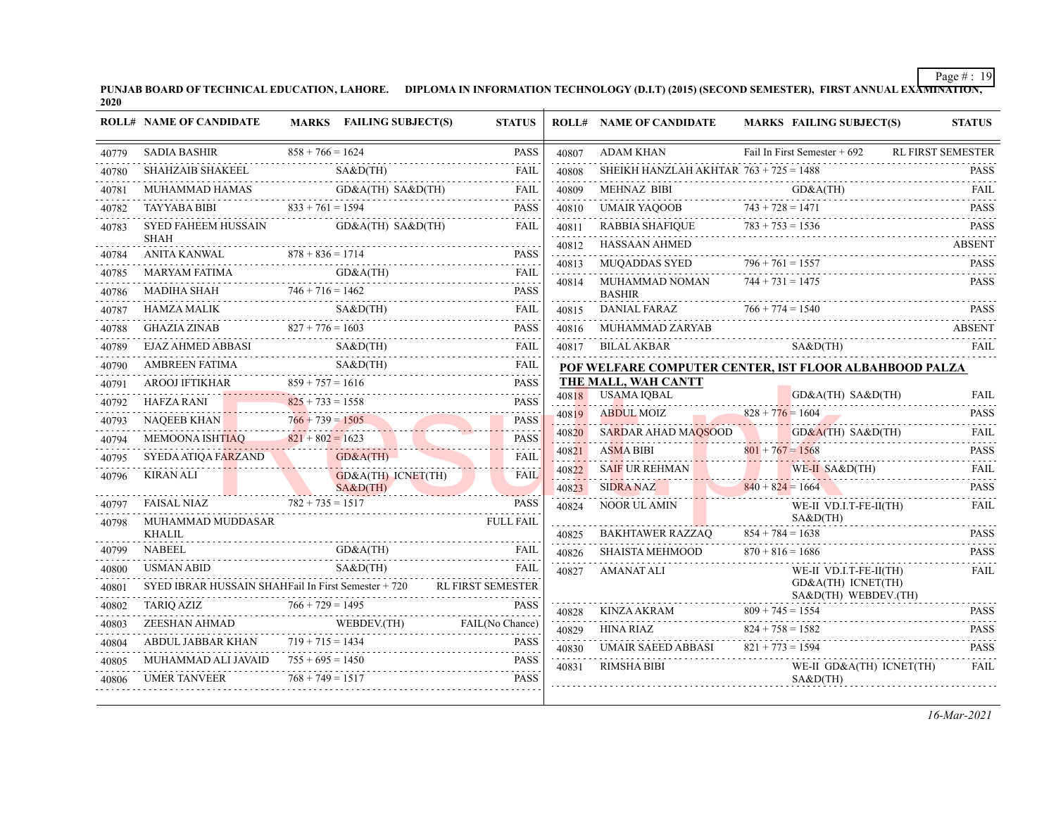**PUNJAB BOARD OF TECHNICAL EDUCATION, LAHORE. DIPLOMA IN INFORMATION TECHNOLOGY (D.I.T) (2015) (SECOND SEMESTER), FIRST ANNUAL EXAMINATION, 2020**

| ROLL# | NAME OF CANDIDATE | MARKS | FAILING SUBJECT(S) | STATUS |
|---|---|---|---|---|
| 40779 | SADIA BASHIR | 858 + 766 = 1624 | | PASS |
| 40780 | SHAHZAIB SHAKEEL | | SA&D(TH) | FAIL |
| 40781 | MUHAMMAD HAMAS | | GD&A(TH) SA&D(TH) | FAIL |
| 40782 | TAYYABA BIBI | 833 + 761 = 1594 | | PASS |
| 40783 | SYED FAHEEM HUSSAIN SHAH | | GD&A(TH) SA&D(TH) | FAIL |
| 40784 | ANITA KANWAL | 878 + 836 = 1714 | | PASS |
| 40785 | MARYAM FATIMA | | GD&A(TH) | FAIL |
| 40786 | MADIHA SHAH | 746 + 716 = 1462 | | PASS |
| 40787 | HAMZA MALIK | | SA&D(TH) | FAIL |
| 40788 | GHAZIA ZINAB | 827 + 776 = 1603 | | PASS |
| 40789 | EJAZ AHMED ABBASI | | SA&D(TH) | FAIL |
| 40790 | AMBREEN FATIMA | | SA&D(TH) | FAIL |
| 40791 | AROOJ IFTIKHAR | 859 + 757 = 1616 | | PASS |
| 40792 | HAFZA RANI | 825 + 733 = 1558 | | PASS |
| 40793 | NAQEEB KHAN | 766 + 739 = 1505 | | PASS |
| 40794 | MEMOONA ISHTIAQ | 821 + 802 = 1623 | | PASS |
| 40795 | SYEDA ATIQA FARZAND | | GD&A(TH) | FAIL |
| 40796 | KIRAN ALI | | GD&A(TH) ICNET(TH) SA&D(TH) | FAIL |
| 40797 | FAISAL NIAZ | 782 + 735 = 1517 | | PASS |
| 40798 | MUHAMMAD MUDDASAR KHALIL | | | FULL FAIL |
| 40799 | NABEEL | | GD&A(TH) | FAIL |
| 40800 | USMAN ABID | | SA&D(TH) | FAIL |
| 40801 | SYED IBRAR HUSSAIN SHAH | Fail In First Semester + 720 | | RL FIRST SEMESTER |
| 40802 | TARIQ AZIZ | 766 + 729 = 1495 | | PASS |
| 40803 | ZEESHAN AHMAD | | WEBDEV.(TH) | FAIL(No Chance) |
| 40804 | ABDUL JABBAR KHAN | 719 + 715 = 1434 | | PASS |
| 40805 | MUHAMMAD ALI JAVAID | 755 + 695 = 1450 | | PASS |
| 40806 | UMER TANVEER | 768 + 749 = 1517 | | PASS |
| 40807 | ADAM KHAN | Fail In First Semester + 692 | | RL FIRST SEMESTER |
| 40808 | SHEIKH HANZLAH AKHTAR | 763 + 725 = 1488 | | PASS |
| 40809 | MEHNAZ BIBI | | GD&A(TH) | FAIL |
| 40810 | UMAIR YAQOOB | 743 + 728 = 1471 | | PASS |
| 40811 | RABBIA SHAFIQUE | 783 + 753 = 1536 | | PASS |
| 40812 | HASSAAN AHMED | | | ABSENT |
| 40813 | MUQADDAS SYED | 796 + 761 = 1557 | | PASS |
| 40814 | MUHAMMAD NOMAN BASHIR | 744 + 731 = 1475 | | PASS |
| 40815 | DANIAL FARAZ | 766 + 774 = 1540 | | PASS |
| 40816 | MUHAMMAD ZARYAB | | | ABSENT |
| 40817 | BILAL AKBAR | | SA&D(TH) | FAIL |

**POF WELFARE COMPUTER CENTER, IST FLOOR ALBAHBOOD PALZA THE MALL, WAH CANTT**

| ROLL# | NAME OF CANDIDATE | MARKS | FAILING SUBJECT(S) | STATUS |
|---|---|---|---|---|
| 40818 | USAMA IQBAL | | GD&A(TH) SA&D(TH) | FAIL |
| 40819 | ABDUL MOIZ | 828 + 776 = 1604 | | PASS |
| 40820 | SARDAR AHAD MAQSOOD | | GD&A(TH) SA&D(TH) | FAIL |
| 40821 | ASMA BIBI | 801 + 767 = 1568 | | PASS |
| 40822 | SAIF UR REHMAN | | WE-II SA&D(TH) | FAIL |
| 40823 | SIDRA NAZ | 840 + 824 = 1664 | | PASS |
| 40824 | NOOR UL AMIN | | WE-II VD.I.T-FE-II(TH) SA&D(TH) | FAIL |
| 40825 | BAKHTAWER RAZZAQ | 854 + 784 = 1638 | | PASS |
| 40826 | SHAISTA MEHMOOD | 870 + 816 = 1686 | | PASS |
| 40827 | AMANAT ALI | | WE-II VD.I.T-FE-II(TH) GD&A(TH) ICNET(TH) SA&D(TH) WEBDEV.(TH) | FAIL |
| 40828 | KINZA AKRAM | 809 + 745 = 1554 | | PASS |
| 40829 | HINA RIAZ | 824 + 758 = 1582 | | PASS |
| 40830 | UMAIR SAEED ABBASI | 821 + 773 = 1594 | | PASS |
| 40831 | RIMSHA BIBI | | WE-II GD&A(TH) ICNET(TH) SA&D(TH) | FAIL |

*16-Mar-2021*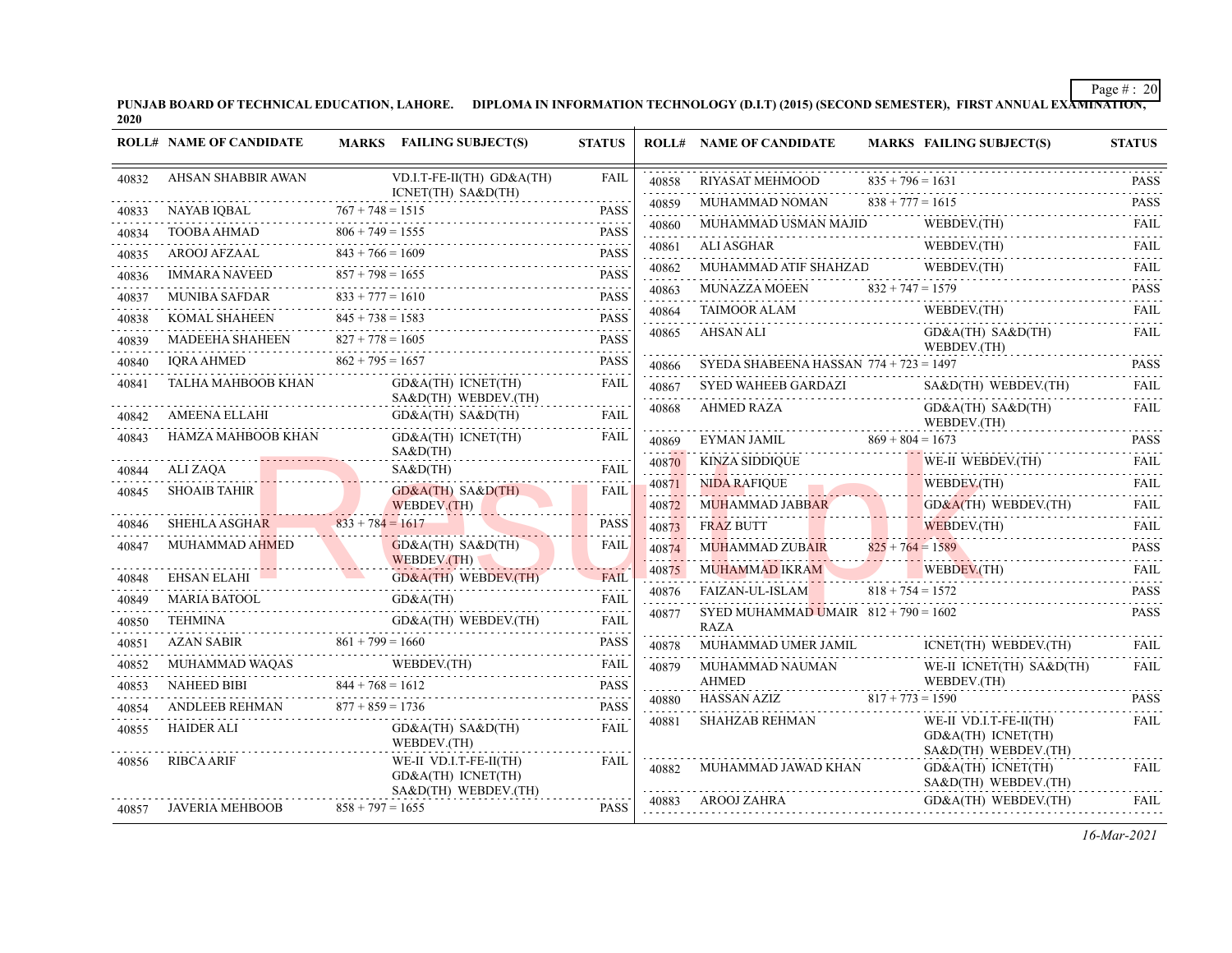**PUNJAB BOARD OF TECHNICAL EDUCATION, LAHORE. DIPLOMA IN INFORMATION TECHNOLOGY (D.I.T) (2015) (SECOND SEMESTER), FIRST ANNUAL EXAMINATION, 2020**

| ROLL# | NAME OF CANDIDATE | MARKS | FAILING SUBJECT(S) | STATUS |
|---|---|---|---|---|
| 40832 | AHSAN SHABBIR AWAN | | VD.I.T-FE-II(TH) GD&A(TH) ICNET(TH) SA&D(TH) | FAIL |
| 40833 | NAYAB IQBAL | 767 + 748 = 1515 | | PASS |
| 40834 | TOOBA AHMAD | 806 + 749 = 1555 | | PASS |
| 40835 | AROOJ AFZAAL | 843 + 766 = 1609 | | PASS |
| 40836 | IMMARA NAVEED | 857 + 798 = 1655 | | PASS |
| 40837 | MUNIBA SAFDAR | 833 + 777 = 1610 | | PASS |
| 40838 | KOMAL SHAHEEN | 845 + 738 = 1583 | | PASS |
| 40839 | MADEEHA SHAHEEN | 827 + 778 = 1605 | | PASS |
| 40840 | IQRA AHMED | 862 + 795 = 1657 | | PASS |
| 40841 | TALHA MAHBOOB KHAN | | GD&A(TH) ICNET(TH) SA&D(TH) WEBDEV.(TH) | FAIL |
| 40842 | AMEENA ELLAHI | | GD&A(TH) SA&D(TH) | FAIL |
| 40843 | HAMZA MAHBOOB KHAN | | GD&A(TH) ICNET(TH) SA&D(TH) | FAIL |
| 40844 | ALI ZAQA | | SA&D(TH) | FAIL |
| 40845 | SHOAIB TAHIR | | GD&A(TH) SA&D(TH) WEBDEV.(TH) | FAIL |
| 40846 | SHEHLA ASGHAR | 833 + 784 = 1617 | | PASS |
| 40847 | MUHAMMAD AHMED | | GD&A(TH) SA&D(TH) WEBDEV.(TH) | FAIL |
| 40848 | EHSAN ELAHI | | GD&A(TH) WEBDEV.(TH) | FAIL |
| 40849 | MARIA BATOOL | | GD&A(TH) | FAIL |
| 40850 | TEHMINA | | GD&A(TH) WEBDEV.(TH) | FAIL |
| 40851 | AZAN SABIR | 861 + 799 = 1660 | | PASS |
| 40852 | MUHAMMAD WAQAS | | WEBDEV.(TH) | FAIL |
| 40853 | NAHEED BIBI | 844 + 768 = 1612 | | PASS |
| 40854 | ANDLEEB REHMAN | 877 + 859 = 1736 | | PASS |
| 40855 | HAIDER ALI | | GD&A(TH) SA&D(TH) WEBDEV.(TH) | FAIL |
| 40856 | RIBCA ARIF | | WE-II VD.I.T-FE-II(TH) GD&A(TH) ICNET(TH) SA&D(TH) WEBDEV.(TH) | FAIL |
| 40857 | JAVERIA MEHBOOB | 858 + 797 = 1655 | | PASS |
| 40858 | RIYASAT MEHMOOD | 835 + 796 = 1631 | | PASS |
| 40859 | MUHAMMAD NOMAN | 838 + 777 = 1615 | | PASS |
| 40860 | MUHAMMAD USMAN MAJID | | WEBDEV.(TH) | FAIL |
| 40861 | ALI ASGHAR | | WEBDEV.(TH) | FAIL |
| 40862 | MUHAMMAD ATIF SHAHZAD | | WEBDEV.(TH) | FAIL |
| 40863 | MUNAZZA MOEEN | 832 + 747 = 1579 | | PASS |
| 40864 | TAIMOOR ALAM | | WEBDEV.(TH) | FAIL |
| 40865 | AHSAN ALI | | GD&A(TH) SA&D(TH) WEBDEV.(TH) | FAIL |
| 40866 | SYEDA SHABEENA HASSAN | 774 + 723 = 1497 | | PASS |
| 40867 | SYED WAHEEB GARDAZI | | SA&D(TH) WEBDEV.(TH) | FAIL |
| 40868 | AHMED RAZA | | GD&A(TH) SA&D(TH) WEBDEV.(TH) | FAIL |
| 40869 | EYMAN JAMIL | 869 + 804 = 1673 | | PASS |
| 40870 | KINZA SIDDIQUE | | WE-II WEBDEV.(TH) | FAIL |
| 40871 | NIDA RAFIQUE | | WEBDEV.(TH) | FAIL |
| 40872 | MUHAMMAD JABBAR | | GD&A(TH) WEBDEV.(TH) | FAIL |
| 40873 | FRAZ BUTT | | WEBDEV.(TH) | FAIL |
| 40874 | MUHAMMAD ZUBAIR | 825 + 764 = 1589 | | PASS |
| 40875 | MUHAMMAD IKRAM | | WEBDEV.(TH) | FAIL |
| 40876 | FAIZAN-UL-ISLAM | 818 + 754 = 1572 | | PASS |
| 40877 | SYED MUHAMMAD UMAIR RAZA | 812 + 790 = 1602 | | PASS |
| 40878 | MUHAMMAD UMER JAMIL | | ICNET(TH) WEBDEV.(TH) | FAIL |
| 40879 | MUHAMMAD NAUMAN AHMED | | WE-II ICNET(TH) SA&D(TH) WEBDEV.(TH) | FAIL |
| 40880 | HASSAN AZIZ | 817 + 773 = 1590 | | PASS |
| 40881 | SHAHZAB REHMAN | | WE-II VD.I.T-FE-II(TH) GD&A(TH) ICNET(TH) SA&D(TH) WEBDEV.(TH) | FAIL |
| 40882 | MUHAMMAD JAWAD KHAN | | GD&A(TH) ICNET(TH) SA&D(TH) WEBDEV.(TH) | FAIL |
| 40883 | AROOJ ZAHRA | | GD&A(TH) WEBDEV.(TH) | FAIL |

*16-Mar-2021*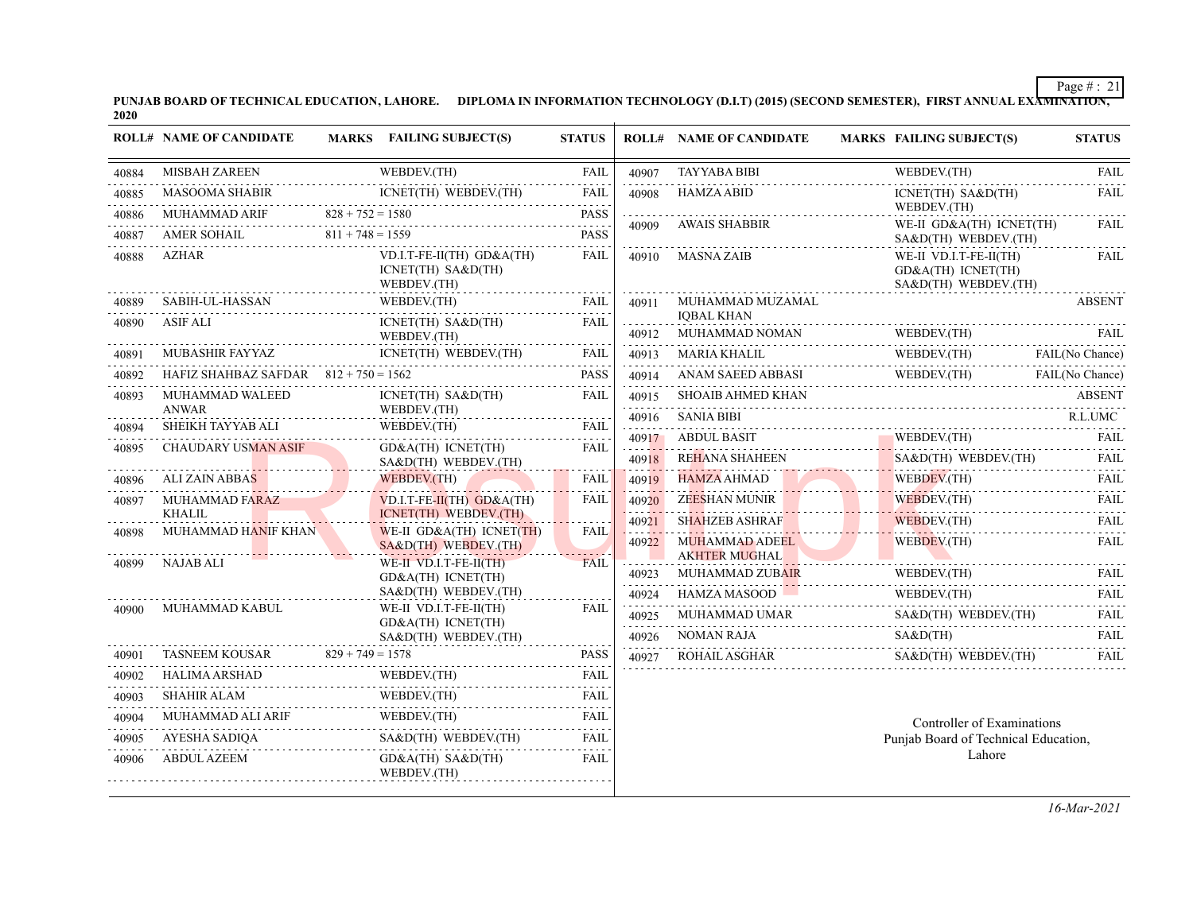**PUNJAB BOARD OF TECHNICAL EDUCATION, LAHORE. DIPLOMA IN INFORMATION TECHNOLOGY (D.I.T) (2015) (SECOND SEMESTER), FIRST ANNUAL EXAMINATION, 2020**

| ROLL# | NAME OF CANDIDATE | MARKS | FAILING SUBJECT(S) | STATUS |
|---|---|---|---|---|
| 40884 | MISBAH ZAREEN | | WEBDEV.(TH) | FAIL |
| 40885 | MASOOMA SHABIR | | ICNET(TH) WEBDEV.(TH) | FAIL |
| 40886 | MUHAMMAD ARIF | 828 + 752 = 1580 | | PASS |
| 40887 | AMER SOHAIL | 811 + 748 = 1559 | | PASS |
| 40888 | AZHAR | | VD.I.T-FE-II(TH) GD&A(TH) ICNET(TH) SA&D(TH) WEBDEV.(TH) | FAIL |
| 40889 | SABIH-UL-HASSAN | | WEBDEV.(TH) | FAIL |
| 40890 | ASIF ALI | | ICNET(TH) SA&D(TH) WEBDEV.(TH) | FAIL |
| 40891 | MUBASHIR FAYYAZ | | ICNET(TH) WEBDEV.(TH) | FAIL |
| 40892 | HAFIZ SHAHBAZ SAFDAR | 812 + 750 = 1562 | | PASS |
| 40893 | MUHAMMAD WALEED ANWAR | | ICNET(TH) SA&D(TH) WEBDEV.(TH) | FAIL |
| 40894 | SHEIKH TAYYAB ALI | | WEBDEV.(TH) | FAIL |
| 40895 | CHAUDARY USMAN ASIF | | GD&A(TH) ICNET(TH) SA&D(TH) WEBDEV.(TH) | FAIL |
| 40896 | ALI ZAIN ABBAS | | WEBDEV.(TH) | FAIL |
| 40897 | MUHAMMAD FARAZ KHALIL | | VD.I.T-FE-II(TH) GD&A(TH) ICNET(TH) WEBDEV.(TH) | FAIL |
| 40898 | MUHAMMAD HANIF KHAN | | WE-II GD&A(TH) ICNET(TH) SA&D(TH) WEBDEV.(TH) | FAIL |
| 40899 | NAJAB ALI | | WE-II VD.I.T-FE-II(TH) GD&A(TH) ICNET(TH) SA&D(TH) WEBDEV.(TH) | FAIL |
| 40900 | MUHAMMAD KABUL | | WE-II VD.I.T-FE-II(TH) GD&A(TH) ICNET(TH) SA&D(TH) WEBDEV.(TH) | FAIL |
| 40901 | TASNEEM KOUSAR | 829 + 749 = 1578 | | PASS |
| 40902 | HALIMA ARSHAD | | WEBDEV.(TH) | FAIL |
| 40903 | SHAHIR ALAM | | WEBDEV.(TH) | FAIL |
| 40904 | MUHAMMAD ALI ARIF | | WEBDEV.(TH) | FAIL |
| 40905 | AYESHA SADIQA | | SA&D(TH) WEBDEV.(TH) | FAIL |
| 40906 | ABDUL AZEEM | | GD&A(TH) SA&D(TH) WEBDEV.(TH) | FAIL |
| 40907 | TAYYABA BIBI | | WEBDEV.(TH) | FAIL |
| 40908 | HAMZA ABID | | ICNET(TH) SA&D(TH) WEBDEV.(TH) | FAIL |
| 40909 | AWAIS SHABBIR | | WE-II GD&A(TH) ICNET(TH) SA&D(TH) WEBDEV.(TH) | FAIL |
| 40910 | MASNA ZAIB | | WE-II VD.I.T-FE-II(TH) GD&A(TH) ICNET(TH) SA&D(TH) WEBDEV.(TH) | FAIL |
| 40911 | MUHAMMAD MUZAMAL IQBAL KHAN | | | ABSENT |
| 40912 | MUHAMMAD NOMAN | | WEBDEV.(TH) | FAIL |
| 40913 | MARIA KHALIL | | WEBDEV.(TH) | FAIL(No Chance) |
| 40914 | ANAM SAEED ABBASI | | WEBDEV.(TH) | FAIL(No Chance) |
| 40915 | SHOAIB AHMED KHAN | | | ABSENT |
| 40916 | SANIA BIBI | | | R.L.UMC |
| 40917 | ABDUL BASIT | | WEBDEV.(TH) | FAIL |
| 40918 | REHANA SHAHEEN | | SA&D(TH) WEBDEV.(TH) | FAIL |
| 40919 | HAMZA AHMAD | | WEBDEV.(TH) | FAIL |
| 40920 | ZEESHAN MUNIR | | WEBDEV.(TH) | FAIL |
| 40921 | SHAHZEB ASHRAF | | WEBDEV.(TH) | FAIL |
| 40922 | MUHAMMAD ADEEL AKHTER MUGHAL | | WEBDEV.(TH) | FAIL |
| 40923 | MUHAMMAD ZUBAIR | | WEBDEV.(TH) | FAIL |
| 40924 | HAMZA MASOOD | | WEBDEV.(TH) | FAIL |
| 40925 | MUHAMMAD UMAR | | SA&D(TH) WEBDEV.(TH) | FAIL |
| 40926 | NOMAN RAJA | | SA&D(TH) | FAIL |
| 40927 | ROHAIL ASGHAR | | SA&D(TH) WEBDEV.(TH) | FAIL |

Controller of Examinations
Punjab Board of Technical Education,
Lahore

*16-Mar-2021*